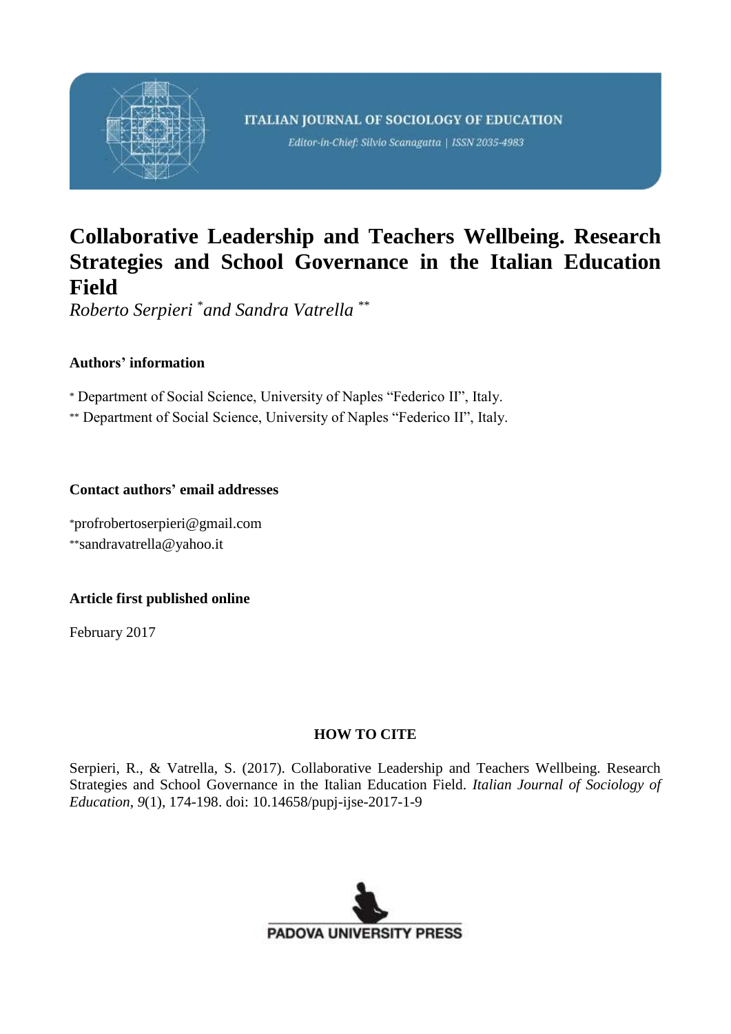ITALIAN JOURNAL OF SOCIOLOGY OF EDUCATION

*Editor-in-Chief: Silvio Scanagatta | ISSN 2035-4983*

# Collaborative Leadership and Teachers Wellbeing. Research Strategies and School Governance in the Italian Education Field

*Roberto Serpieri [*] and Sandra Vatrella [**]*

**Authors' information**

[*] Department of Social Science, University of Naples "Federico II", Italy.

[**] Department of Social Science, University of Naples "Federico II", Italy.

**Contact authors' email addresses**

[*]profrobertoserpieri@gmail.com

[**]sandravatrella@yahoo.it

**Article first published online**

February 2017

**HOW TO CITE**

Serpieri, R., & Vatrella, S. (2017). Collaborative Leadership and Teachers Wellbeing. Research Strategies and School Governance in the Italian Education Field. *Italian Journal of Sociology of Education*, *9*(1), 174-198. doi: 10.14658/pupj-ijse-2017-1-9

PADOVA UNIVERSITY PRESS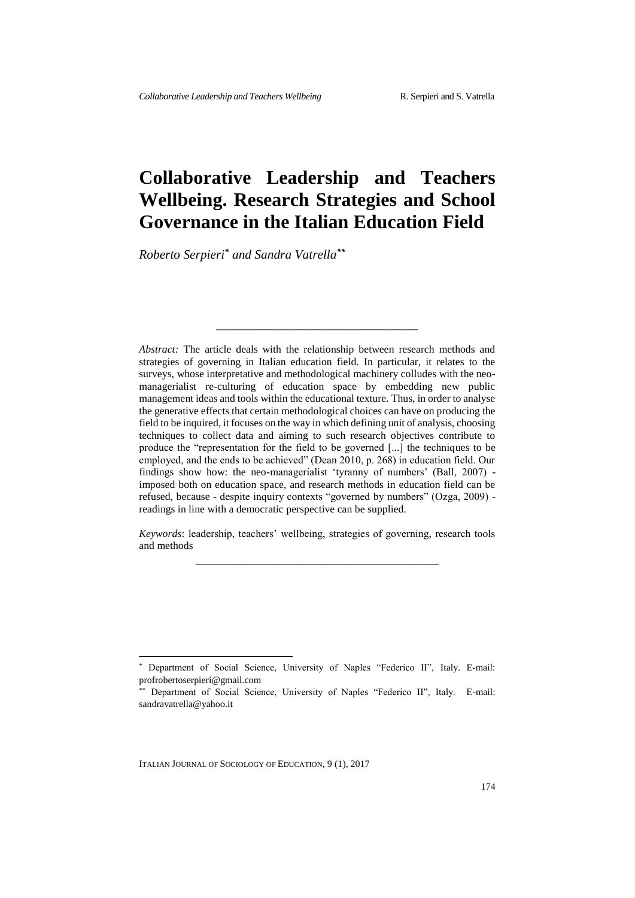# Collaborative Leadership and Teachers Wellbeing. Research Strategies and School Governance in the Italian Education Field

*Roberto Serpieri*[*] *and Sandra Vatrella*[**]

---

*Abstract:* The article deals with the relationship between research methods and strategies of governing in Italian education field. In particular, it relates to the surveys, whose interpretative and methodological machinery colludes with the neo-managerialist re-culturing of education space by embedding new public management ideas and tools within the educational texture. Thus, in order to analyse the generative effects that certain methodological choices can have on producing the field to be inquired, it focuses on the way in which defining unit of analysis, choosing techniques to collect data and aiming to such research objectives contribute to produce the "representation for the field to be governed [...] the techniques to be employed, and the ends to be achieved" (Dean 2010, p. 268) in education field. Our findings show how: the neo-managerialist 'tyranny of numbers' (Ball, 2007) - imposed both on education space, and research methods in education field can be refused, because - despite inquiry contexts "governed by numbers" (Ozga, 2009) - readings in line with a democratic perspective can be supplied.

*Keywords*: leadership, teachers' wellbeing, strategies of governing, research tools and methods

---

[*] Department of Social Science, University of Naples "Federico II", Italy. E-mail: profrobertoserpieri@gmail.com

[**] Department of Social Science, University of Naples "Federico II", Italy. E-mail: sandravatrella@yahoo.it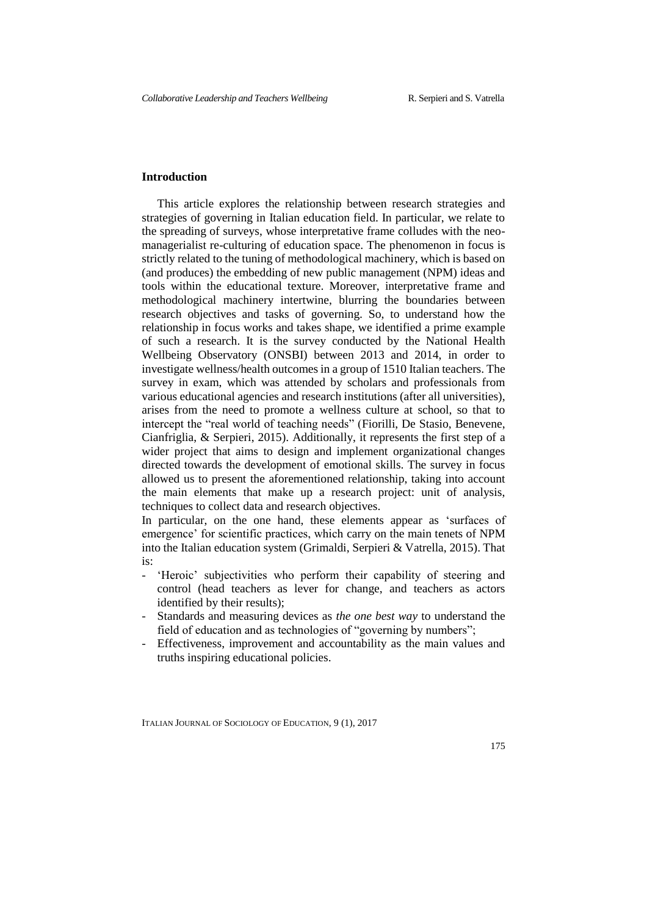## Introduction

This article explores the relationship between research strategies and strategies of governing in Italian education field. In particular, we relate to the spreading of surveys, whose interpretative frame colludes with the neo-managerialist re-culturing of education space. The phenomenon in focus is strictly related to the tuning of methodological machinery, which is based on (and produces) the embedding of new public management (NPM) ideas and tools within the educational texture. Moreover, interpretative frame and methodological machinery intertwine, blurring the boundaries between research objectives and tasks of governing. So, to understand how the relationship in focus works and takes shape, we identified a prime example of such a research. It is the survey conducted by the National Health Wellbeing Observatory (ONSBI) between 2013 and 2014, in order to investigate wellness/health outcomes in a group of 1510 Italian teachers. The survey in exam, which was attended by scholars and professionals from various educational agencies and research institutions (after all universities), arises from the need to promote a wellness culture at school, so that to intercept the "real world of teaching needs" (Fiorilli, De Stasio, Benevene, Cianfriglia, & Serpieri, 2015). Additionally, it represents the first step of a wider project that aims to design and implement organizational changes directed towards the development of emotional skills. The survey in focus allowed us to present the aforementioned relationship, taking into account the main elements that make up a research project: unit of analysis, techniques to collect data and research objectives.

In particular, on the one hand, these elements appear as 'surfaces of emergence' for scientific practices, which carry on the main tenets of NPM into the Italian education system (Grimaldi, Serpieri & Vatrella, 2015). That is:

- 'Heroic' subjectivities who perform their capability of steering and control (head teachers as lever for change, and teachers as actors identified by their results);
- Standards and measuring devices as *the one best way* to understand the field of education and as technologies of "governing by numbers";
- Effectiveness, improvement and accountability as the main values and truths inspiring educational policies.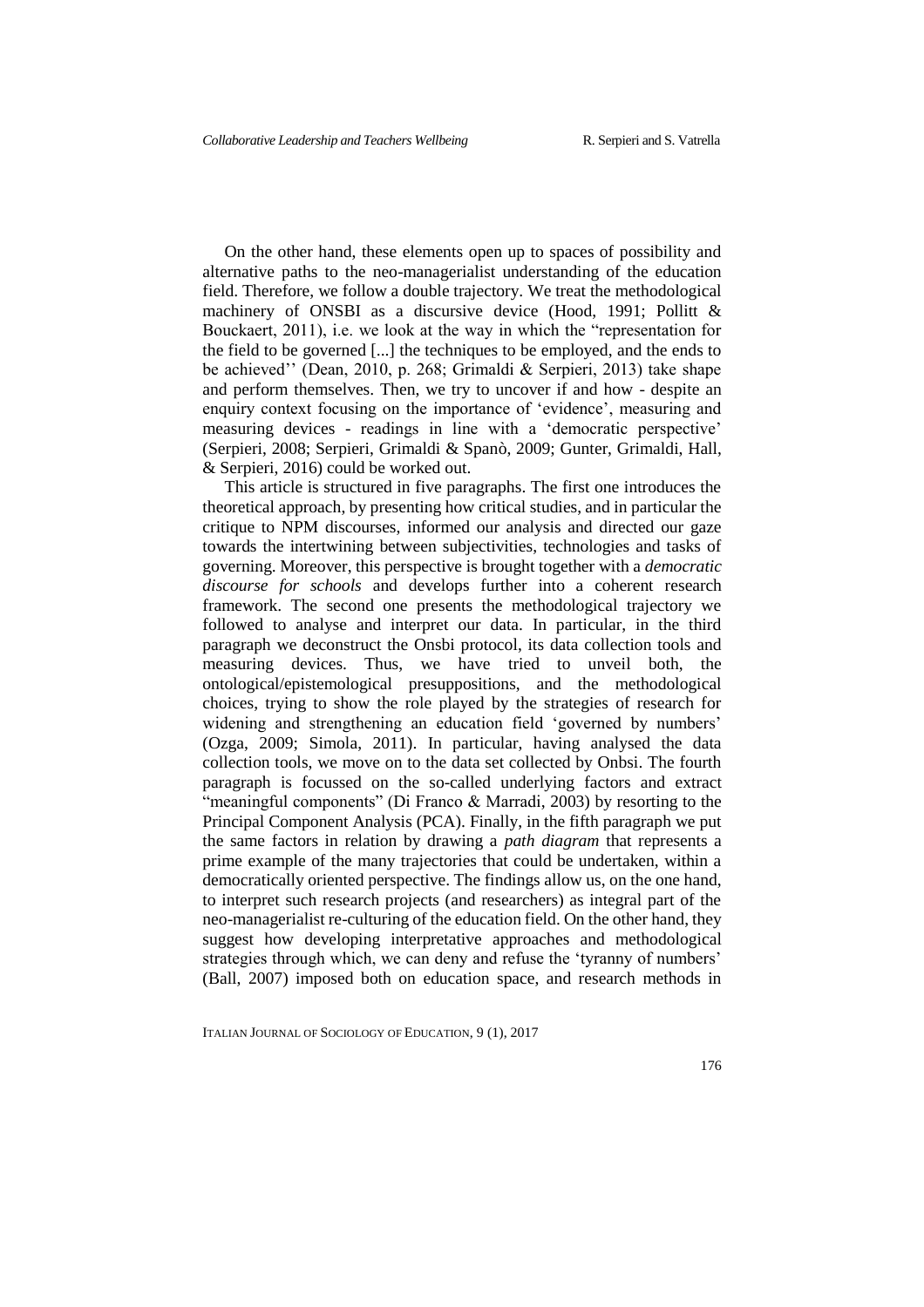On the other hand, these elements open up to spaces of possibility and alternative paths to the neo-managerialist understanding of the education field. Therefore, we follow a double trajectory. We treat the methodological machinery of ONSBI as a discursive device (Hood, 1991; Pollitt & Bouckaert, 2011), i.e. we look at the way in which the "representation for the field to be governed [...] the techniques to be employed, and the ends to be achieved'' (Dean, 2010, p. 268; Grimaldi & Serpieri, 2013) take shape and perform themselves. Then, we try to uncover if and how - despite an enquiry context focusing on the importance of 'evidence', measuring and measuring devices - readings in line with a 'democratic perspective' (Serpieri, 2008; Serpieri, Grimaldi & Spanò, 2009; Gunter, Grimaldi, Hall, & Serpieri, 2016) could be worked out.

This article is structured in five paragraphs. The first one introduces the theoretical approach, by presenting how critical studies, and in particular the critique to NPM discourses, informed our analysis and directed our gaze towards the intertwining between subjectivities, technologies and tasks of governing. Moreover, this perspective is brought together with a *democratic discourse for schools* and develops further into a coherent research framework. The second one presents the methodological trajectory we followed to analyse and interpret our data. In particular, in the third paragraph we deconstruct the Onsbi protocol, its data collection tools and measuring devices. Thus, we have tried to unveil both, the ontological/epistemological presuppositions, and the methodological choices, trying to show the role played by the strategies of research for widening and strengthening an education field 'governed by numbers' (Ozga, 2009; Simola, 2011). In particular, having analysed the data collection tools, we move on to the data set collected by Onbsi. The fourth paragraph is focussed on the so-called underlying factors and extract "meaningful components" (Di Franco & Marradi, 2003) by resorting to the Principal Component Analysis (PCA). Finally, in the fifth paragraph we put the same factors in relation by drawing a *path diagram* that represents a prime example of the many trajectories that could be undertaken, within a democratically oriented perspective. The findings allow us, on the one hand, to interpret such research projects (and researchers) as integral part of the neo-managerialist re-culturing of the education field. On the other hand, they suggest how developing interpretative approaches and methodological strategies through which, we can deny and refuse the 'tyranny of numbers' (Ball, 2007) imposed both on education space, and research methods in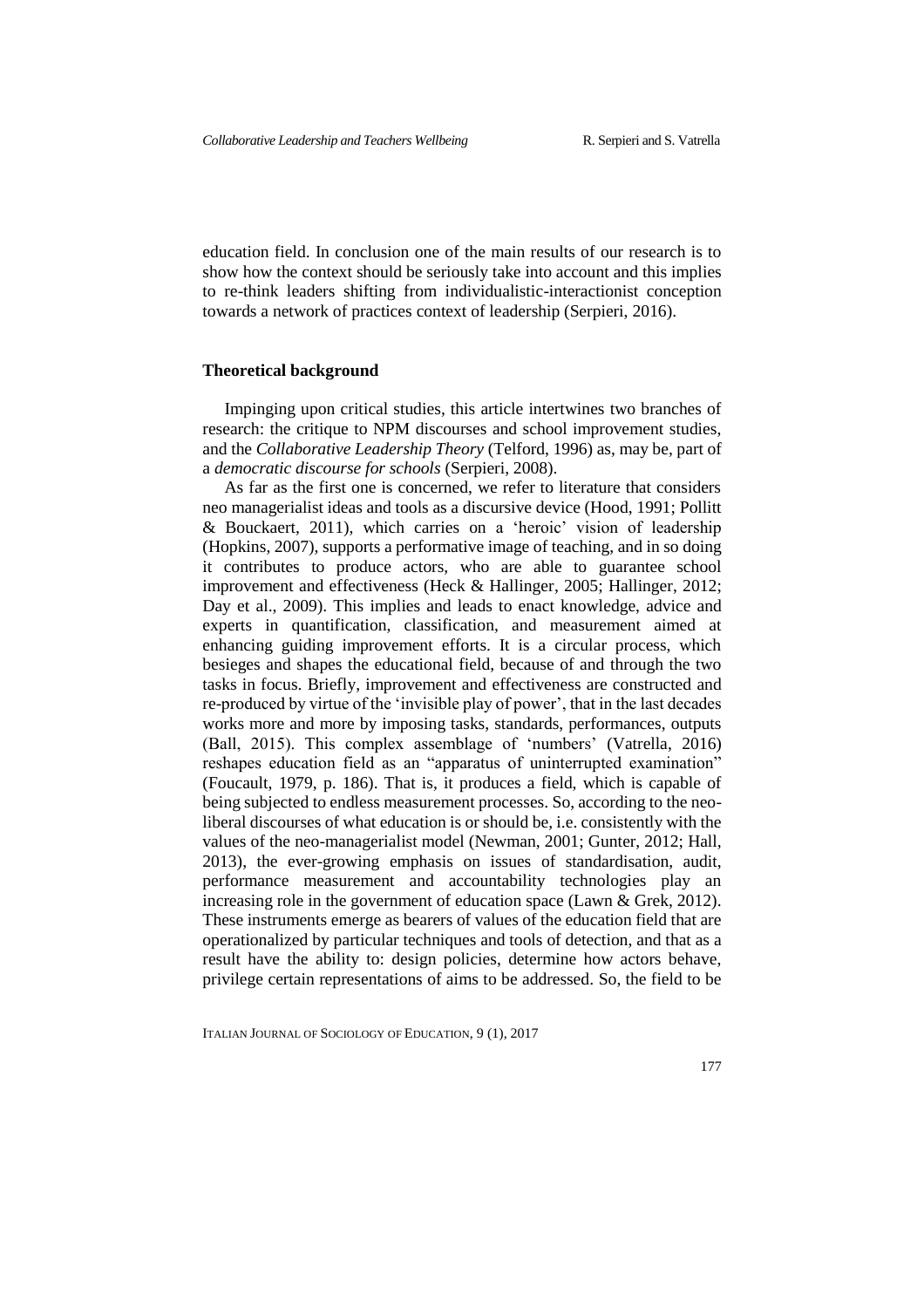education field. In conclusion one of the main results of our research is to show how the context should be seriously take into account and this implies to re-think leaders shifting from individualistic-interactionist conception towards a network of practices context of leadership (Serpieri, 2016).

## Theoretical background

Impinging upon critical studies, this article intertwines two branches of research: the critique to NPM discourses and school improvement studies, and the *Collaborative Leadership Theory* (Telford, 1996) as, may be, part of a *democratic discourse for schools* (Serpieri, 2008).

As far as the first one is concerned, we refer to literature that considers neo managerialist ideas and tools as a discursive device (Hood, 1991; Pollitt & Bouckaert, 2011), which carries on a 'heroic' vision of leadership (Hopkins, 2007), supports a performative image of teaching, and in so doing it contributes to produce actors, who are able to guarantee school improvement and effectiveness (Heck & Hallinger, 2005; Hallinger, 2012; Day et al., 2009). This implies and leads to enact knowledge, advice and experts in quantification, classification, and measurement aimed at enhancing guiding improvement efforts. It is a circular process, which besieges and shapes the educational field, because of and through the two tasks in focus. Briefly, improvement and effectiveness are constructed and re-produced by virtue of the 'invisible play of power', that in the last decades works more and more by imposing tasks, standards, performances, outputs (Ball, 2015). This complex assemblage of 'numbers' (Vatrella, 2016) reshapes education field as an "apparatus of uninterrupted examination" (Foucault, 1979, p. 186). That is, it produces a field, which is capable of being subjected to endless measurement processes. So, according to the neo-liberal discourses of what education is or should be, i.e. consistently with the values of the neo-managerialist model (Newman, 2001; Gunter, 2012; Hall, 2013), the ever-growing emphasis on issues of standardisation, audit, performance measurement and accountability technologies play an increasing role in the government of education space (Lawn & Grek, 2012). These instruments emerge as bearers of values of the education field that are operationalized by particular techniques and tools of detection, and that as a result have the ability to: design policies, determine how actors behave, privilege certain representations of aims to be addressed. So, the field to be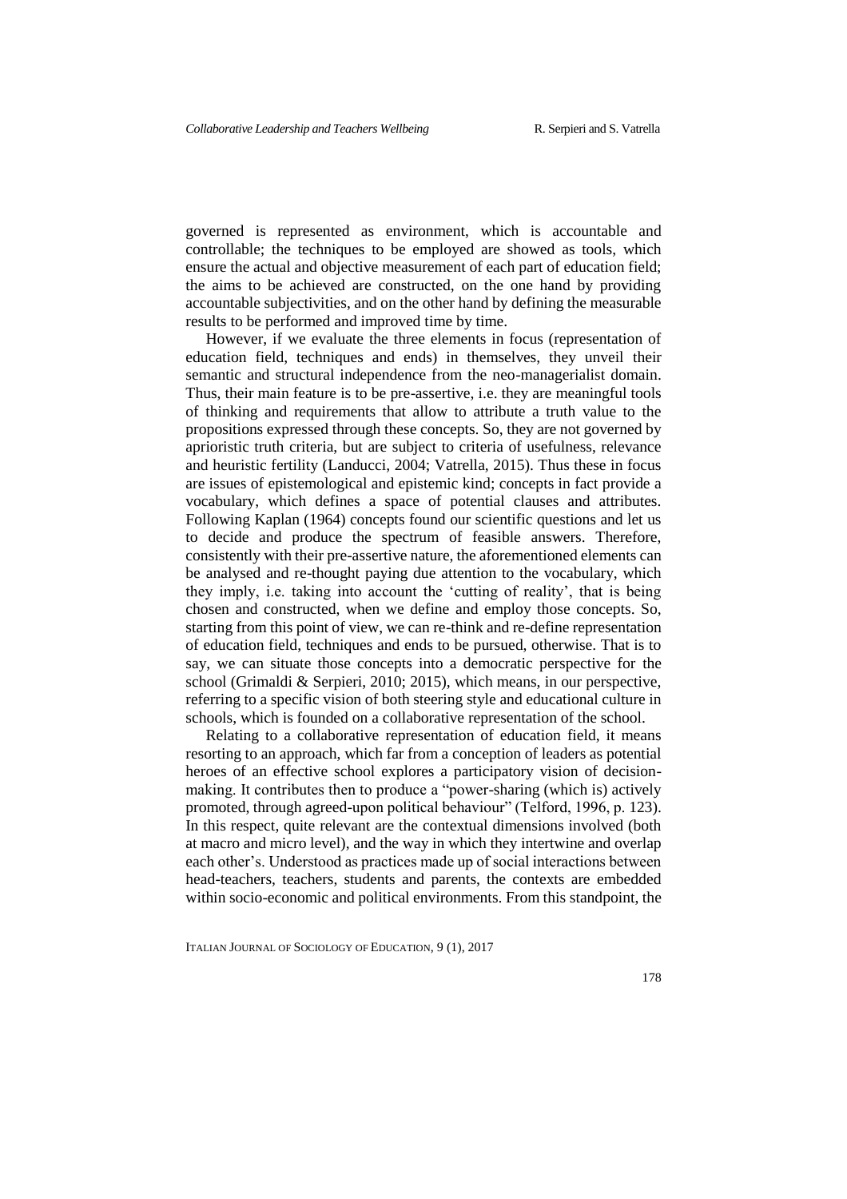governed is represented as environment, which is accountable and controllable; the techniques to be employed are showed as tools, which ensure the actual and objective measurement of each part of education field; the aims to be achieved are constructed, on the one hand by providing accountable subjectivities, and on the other hand by defining the measurable results to be performed and improved time by time.

However, if we evaluate the three elements in focus (representation of education field, techniques and ends) in themselves, they unveil their semantic and structural independence from the neo-managerialist domain. Thus, their main feature is to be pre-assertive, i.e. they are meaningful tools of thinking and requirements that allow to attribute a truth value to the propositions expressed through these concepts. So, they are not governed by aprioristic truth criteria, but are subject to criteria of usefulness, relevance and heuristic fertility (Landucci, 2004; Vatrella, 2015). Thus these in focus are issues of epistemological and epistemic kind; concepts in fact provide a vocabulary, which defines a space of potential clauses and attributes. Following Kaplan (1964) concepts found our scientific questions and let us to decide and produce the spectrum of feasible answers. Therefore, consistently with their pre-assertive nature, the aforementioned elements can be analysed and re-thought paying due attention to the vocabulary, which they imply, i.e. taking into account the 'cutting of reality', that is being chosen and constructed, when we define and employ those concepts. So, starting from this point of view, we can re-think and re-define representation of education field, techniques and ends to be pursued, otherwise. That is to say, we can situate those concepts into a democratic perspective for the school (Grimaldi & Serpieri, 2010; 2015), which means, in our perspective, referring to a specific vision of both steering style and educational culture in schools, which is founded on a collaborative representation of the school.

Relating to a collaborative representation of education field, it means resorting to an approach, which far from a conception of leaders as potential heroes of an effective school explores a participatory vision of decision-making. It contributes then to produce a "power-sharing (which is) actively promoted, through agreed-upon political behaviour" (Telford, 1996, p. 123). In this respect, quite relevant are the contextual dimensions involved (both at macro and micro level), and the way in which they intertwine and overlap each other's. Understood as practices made up of social interactions between head-teachers, teachers, students and parents, the contexts are embedded within socio-economic and political environments. From this standpoint, the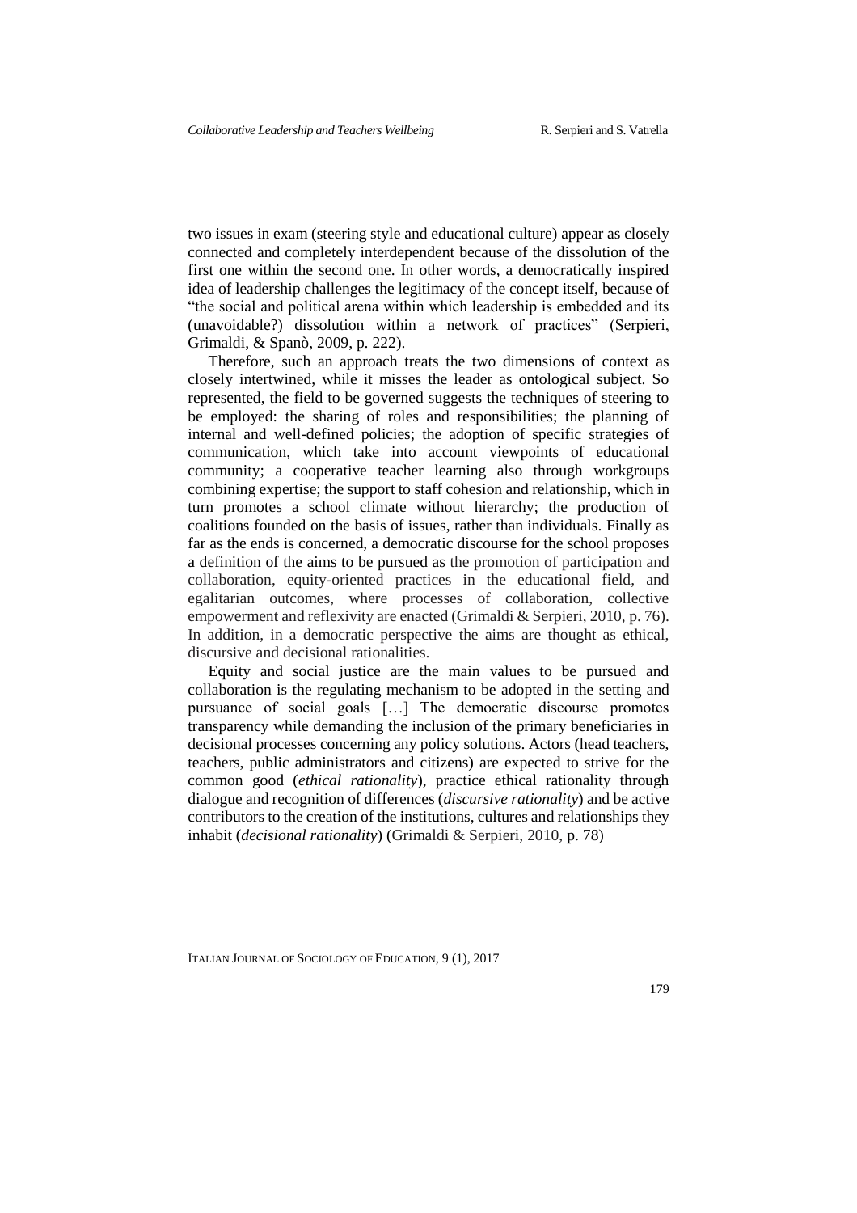two issues in exam (steering style and educational culture) appear as closely connected and completely interdependent because of the dissolution of the first one within the second one. In other words, a democratically inspired idea of leadership challenges the legitimacy of the concept itself, because of "the social and political arena within which leadership is embedded and its (unavoidable?) dissolution within a network of practices" (Serpieri, Grimaldi, & Spanò, 2009, p. 222).

Therefore, such an approach treats the two dimensions of context as closely intertwined, while it misses the leader as ontological subject. So represented, the field to be governed suggests the techniques of steering to be employed: the sharing of roles and responsibilities; the planning of internal and well-defined policies; the adoption of specific strategies of communication, which take into account viewpoints of educational community; a cooperative teacher learning also through workgroups combining expertise; the support to staff cohesion and relationship, which in turn promotes a school climate without hierarchy; the production of coalitions founded on the basis of issues, rather than individuals. Finally as far as the ends is concerned, a democratic discourse for the school proposes a definition of the aims to be pursued as the promotion of participation and collaboration, equity-oriented practices in the educational field, and egalitarian outcomes, where processes of collaboration, collective empowerment and reflexivity are enacted (Grimaldi & Serpieri, 2010, p. 76). In addition, in a democratic perspective the aims are thought as ethical, discursive and decisional rationalities.

> Equity and social justice are the main values to be pursued and collaboration is the regulating mechanism to be adopted in the setting and pursuance of social goals […] The democratic discourse promotes transparency while demanding the inclusion of the primary beneficiaries in decisional processes concerning any policy solutions. Actors (head teachers, teachers, public administrators and citizens) are expected to strive for the common good (*ethical rationality*), practice ethical rationality through dialogue and recognition of differences (*discursive rationality*) and be active contributors to the creation of the institutions, cultures and relationships they inhabit (*decisional rationality*) (Grimaldi & Serpieri, 2010, p. 78)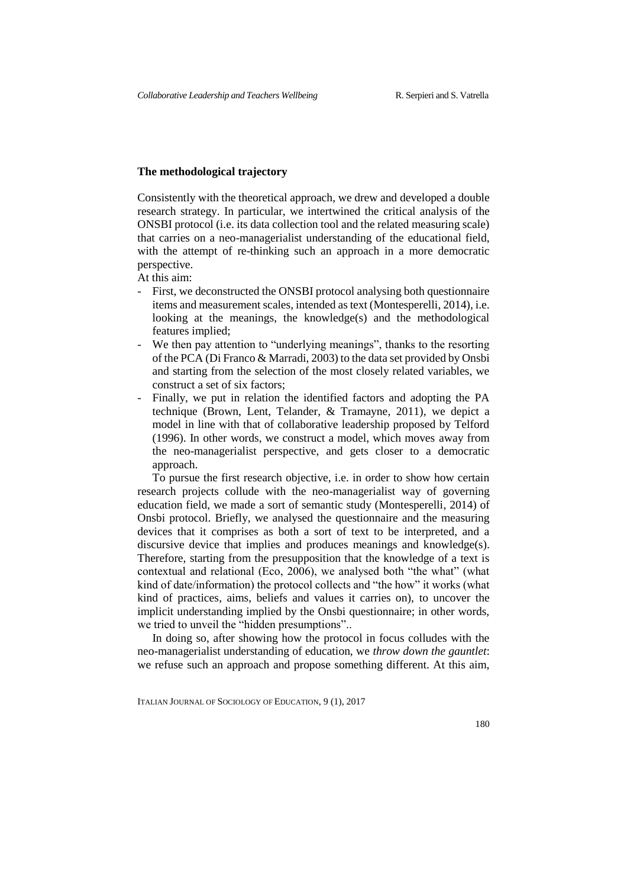## The methodological trajectory

Consistently with the theoretical approach, we drew and developed a double research strategy. In particular, we intertwined the critical analysis of the ONSBI protocol (i.e. its data collection tool and the related measuring scale) that carries on a neo-managerialist understanding of the educational field, with the attempt of re-thinking such an approach in a more democratic perspective.

At this aim:

- First, we deconstructed the ONSBI protocol analysing both questionnaire items and measurement scales, intended as text (Montesperelli, 2014), i.e. looking at the meanings, the knowledge(s) and the methodological features implied;
- We then pay attention to "underlying meanings", thanks to the resorting of the PCA (Di Franco & Marradi, 2003) to the data set provided by Onsbi and starting from the selection of the most closely related variables, we construct a set of six factors;
- Finally, we put in relation the identified factors and adopting the PA technique (Brown, Lent, Telander, & Tramayne, 2011), we depict a model in line with that of collaborative leadership proposed by Telford (1996). In other words, we construct a model, which moves away from the neo-managerialist perspective, and gets closer to a democratic approach.

To pursue the first research objective, i.e. in order to show how certain research projects collude with the neo-managerialist way of governing education field, we made a sort of semantic study (Montesperelli, 2014) of Onsbi protocol. Briefly, we analysed the questionnaire and the measuring devices that it comprises as both a sort of text to be interpreted, and a discursive device that implies and produces meanings and knowledge(s). Therefore, starting from the presupposition that the knowledge of a text is contextual and relational (Eco, 2006), we analysed both "the what" (what kind of date/information) the protocol collects and "the how" it works (what kind of practices, aims, beliefs and values it carries on), to uncover the implicit understanding implied by the Onsbi questionnaire; in other words, we tried to unveil the "hidden presumptions"..

In doing so, after showing how the protocol in focus colludes with the neo-managerialist understanding of education, we *throw down the gauntlet*: we refuse such an approach and propose something different. At this aim,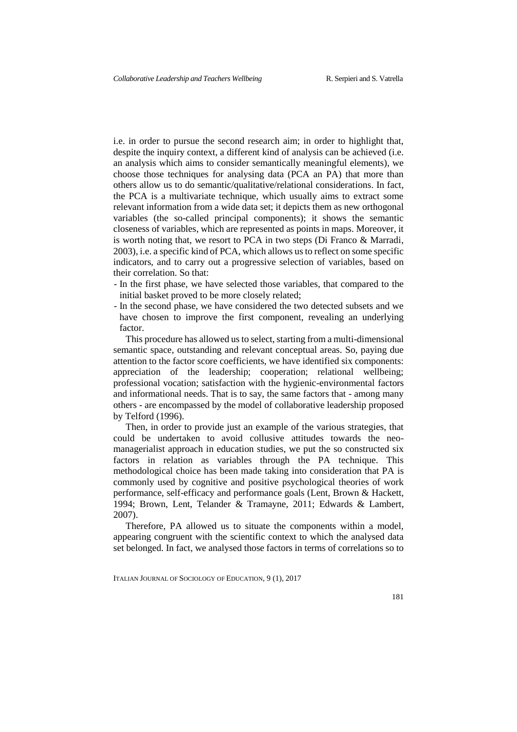i.e. in order to pursue the second research aim; in order to highlight that, despite the inquiry context, a different kind of analysis can be achieved (i.e. an analysis which aims to consider semantically meaningful elements), we choose those techniques for analysing data (PCA an PA) that more than others allow us to do semantic/qualitative/relational considerations. In fact, the PCA is a multivariate technique, which usually aims to extract some relevant information from a wide data set; it depicts them as new orthogonal variables (the so-called principal components); it shows the semantic closeness of variables, which are represented as points in maps. Moreover, it is worth noting that, we resort to PCA in two steps (Di Franco & Marradi, 2003), i.e. a specific kind of PCA, which allows us to reflect on some specific indicators, and to carry out a progressive selection of variables, based on their correlation. So that:

- In the first phase, we have selected those variables, that compared to the initial basket proved to be more closely related;
- In the second phase, we have considered the two detected subsets and we have chosen to improve the first component, revealing an underlying factor.

This procedure has allowed us to select, starting from a multi-dimensional semantic space, outstanding and relevant conceptual areas. So, paying due attention to the factor score coefficients, we have identified six components: appreciation of the leadership; cooperation; relational wellbeing; professional vocation; satisfaction with the hygienic-environmental factors and informational needs. That is to say, the same factors that - among many others - are encompassed by the model of collaborative leadership proposed by Telford (1996).

Then, in order to provide just an example of the various strategies, that could be undertaken to avoid collusive attitudes towards the neo-managerialist approach in education studies, we put the so constructed six factors in relation as variables through the PA technique. This methodological choice has been made taking into consideration that PA is commonly used by cognitive and positive psychological theories of work performance, self-efficacy and performance goals (Lent, Brown & Hackett, 1994; Brown, Lent, Telander & Tramayne, 2011; Edwards & Lambert, 2007).

Therefore, PA allowed us to situate the components within a model, appearing congruent with the scientific context to which the analysed data set belonged. In fact, we analysed those factors in terms of correlations so to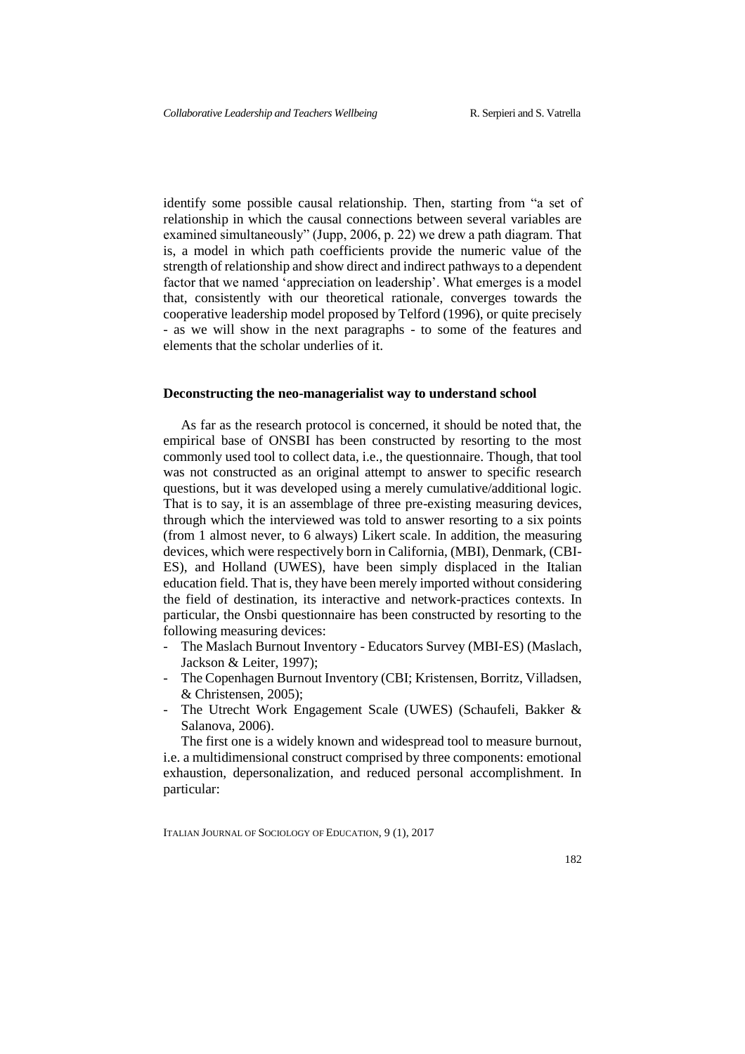identify some possible causal relationship. Then, starting from "a set of relationship in which the causal connections between several variables are examined simultaneously" (Jupp, 2006, p. 22) we drew a path diagram. That is, a model in which path coefficients provide the numeric value of the strength of relationship and show direct and indirect pathways to a dependent factor that we named 'appreciation on leadership'. What emerges is a model that, consistently with our theoretical rationale, converges towards the cooperative leadership model proposed by Telford (1996), or quite precisely - as we will show in the next paragraphs - to some of the features and elements that the scholar underlies of it.

### Deconstructing the neo-managerialist way to understand school

As far as the research protocol is concerned, it should be noted that, the empirical base of ONSBI has been constructed by resorting to the most commonly used tool to collect data, i.e., the questionnaire. Though, that tool was not constructed as an original attempt to answer to specific research questions, but it was developed using a merely cumulative/additional logic. That is to say, it is an assemblage of three pre-existing measuring devices, through which the interviewed was told to answer resorting to a six points (from 1 almost never, to 6 always) Likert scale. In addition, the measuring devices, which were respectively born in California, (MBI), Denmark, (CBI-ES), and Holland (UWES), have been simply displaced in the Italian education field. That is, they have been merely imported without considering the field of destination, its interactive and network-practices contexts. In particular, the Onsbi questionnaire has been constructed by resorting to the following measuring devices:

- The Maslach Burnout Inventory - Educators Survey (MBI-ES) (Maslach, Jackson & Leiter, 1997);
- The Copenhagen Burnout Inventory (CBI; Kristensen, Borritz, Villadsen, & Christensen, 2005);
- The Utrecht Work Engagement Scale (UWES) (Schaufeli, Bakker & Salanova, 2006).

The first one is a widely known and widespread tool to measure burnout, i.e. a multidimensional construct comprised by three components: emotional exhaustion, depersonalization, and reduced personal accomplishment. In particular: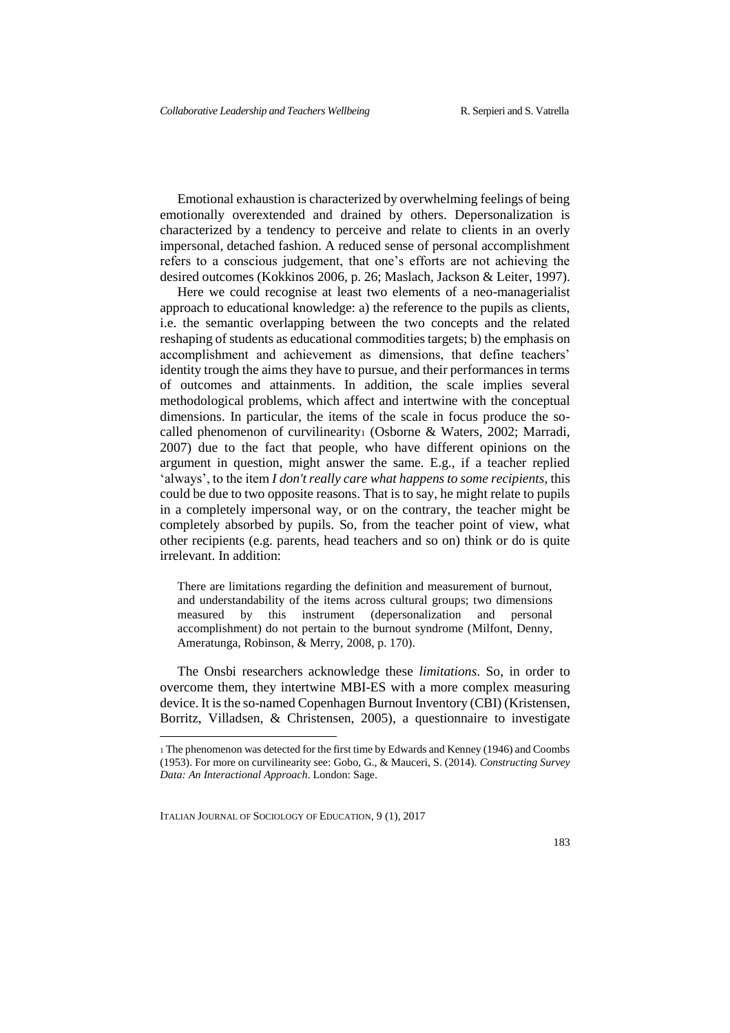Emotional exhaustion is characterized by overwhelming feelings of being emotionally overextended and drained by others. Depersonalization is characterized by a tendency to perceive and relate to clients in an overly impersonal, detached fashion. A reduced sense of personal accomplishment refers to a conscious judgement, that one's efforts are not achieving the desired outcomes (Kokkinos 2006, p. 26; Maslach, Jackson & Leiter, 1997).

Here we could recognise at least two elements of a neo-managerialist approach to educational knowledge: a) the reference to the pupils as clients, i.e. the semantic overlapping between the two concepts and the related reshaping of students as educational commodities targets; b) the emphasis on accomplishment and achievement as dimensions, that define teachers' identity trough the aims they have to pursue, and their performances in terms of outcomes and attainments. In addition, the scale implies several methodological problems, which affect and intertwine with the conceptual dimensions. In particular, the items of the scale in focus produce the so-called phenomenon of curvilinearity[1] (Osborne & Waters, 2002; Marradi, 2007) due to the fact that people, who have different opinions on the argument in question, might answer the same. E.g., if a teacher replied 'always', to the item *I don't really care what happens to some recipients*, this could be due to two opposite reasons. That is to say, he might relate to pupils in a completely impersonal way, or on the contrary, the teacher might be completely absorbed by pupils. So, from the teacher point of view, what other recipients (e.g. parents, head teachers and so on) think or do is quite irrelevant. In addition:

> There are limitations regarding the definition and measurement of burnout, and understandability of the items across cultural groups; two dimensions measured by this instrument (depersonalization and personal accomplishment) do not pertain to the burnout syndrome (Milfont, Denny, Ameratunga, Robinson, & Merry, 2008, p. 170).

The Onsbi researchers acknowledge these *limitations*. So, in order to overcome them, they intertwine MBI-ES with a more complex measuring device. It is the so-named Copenhagen Burnout Inventory (CBI) (Kristensen, Borritz, Villadsen, & Christensen, 2005), a questionnaire to investigate

[1] The phenomenon was detected for the first time by Edwards and Kenney (1946) and Coombs (1953). For more on curvilinearity see: Gobo, G., & Mauceri, S. (2014). *Constructing Survey Data: An Interactional Approach*. London: Sage.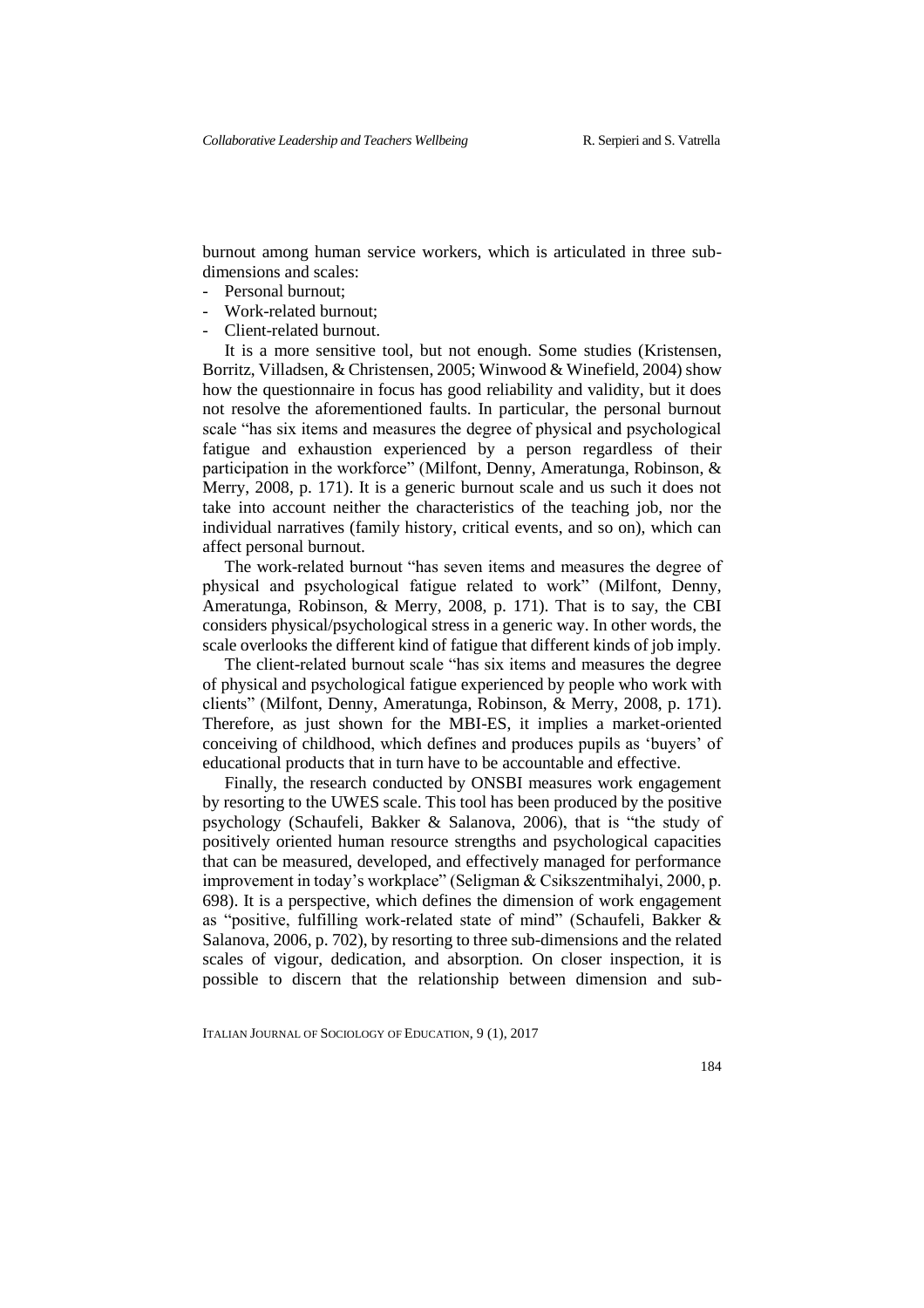burnout among human service workers, which is articulated in three sub-dimensions and scales:

- Personal burnout;
- Work-related burnout;
- Client-related burnout.

It is a more sensitive tool, but not enough. Some studies (Kristensen, Borritz, Villadsen, & Christensen, 2005; Winwood & Winefield, 2004) show how the questionnaire in focus has good reliability and validity, but it does not resolve the aforementioned faults. In particular, the personal burnout scale "has six items and measures the degree of physical and psychological fatigue and exhaustion experienced by a person regardless of their participation in the workforce" (Milfont, Denny, Ameratunga, Robinson, & Merry, 2008, p. 171). It is a generic burnout scale and us such it does not take into account neither the characteristics of the teaching job, nor the individual narratives (family history, critical events, and so on), which can affect personal burnout.

The work-related burnout "has seven items and measures the degree of physical and psychological fatigue related to work" (Milfont, Denny, Ameratunga, Robinson, & Merry, 2008, p. 171). That is to say, the CBI considers physical/psychological stress in a generic way. In other words, the scale overlooks the different kind of fatigue that different kinds of job imply.

The client-related burnout scale "has six items and measures the degree of physical and psychological fatigue experienced by people who work with clients" (Milfont, Denny, Ameratunga, Robinson, & Merry, 2008, p. 171). Therefore, as just shown for the MBI-ES, it implies a market-oriented conceiving of childhood, which defines and produces pupils as 'buyers' of educational products that in turn have to be accountable and effective.

Finally, the research conducted by ONSBI measures work engagement by resorting to the UWES scale. This tool has been produced by the positive psychology (Schaufeli, Bakker & Salanova, 2006), that is "the study of positively oriented human resource strengths and psychological capacities that can be measured, developed, and effectively managed for performance improvement in today's workplace" (Seligman & Csikszentmihalyi, 2000, p. 698). It is a perspective, which defines the dimension of work engagement as "positive, fulfilling work-related state of mind" (Schaufeli, Bakker & Salanova, 2006, p. 702), by resorting to three sub-dimensions and the related scales of vigour, dedication, and absorption. On closer inspection, it is possible to discern that the relationship between dimension and sub-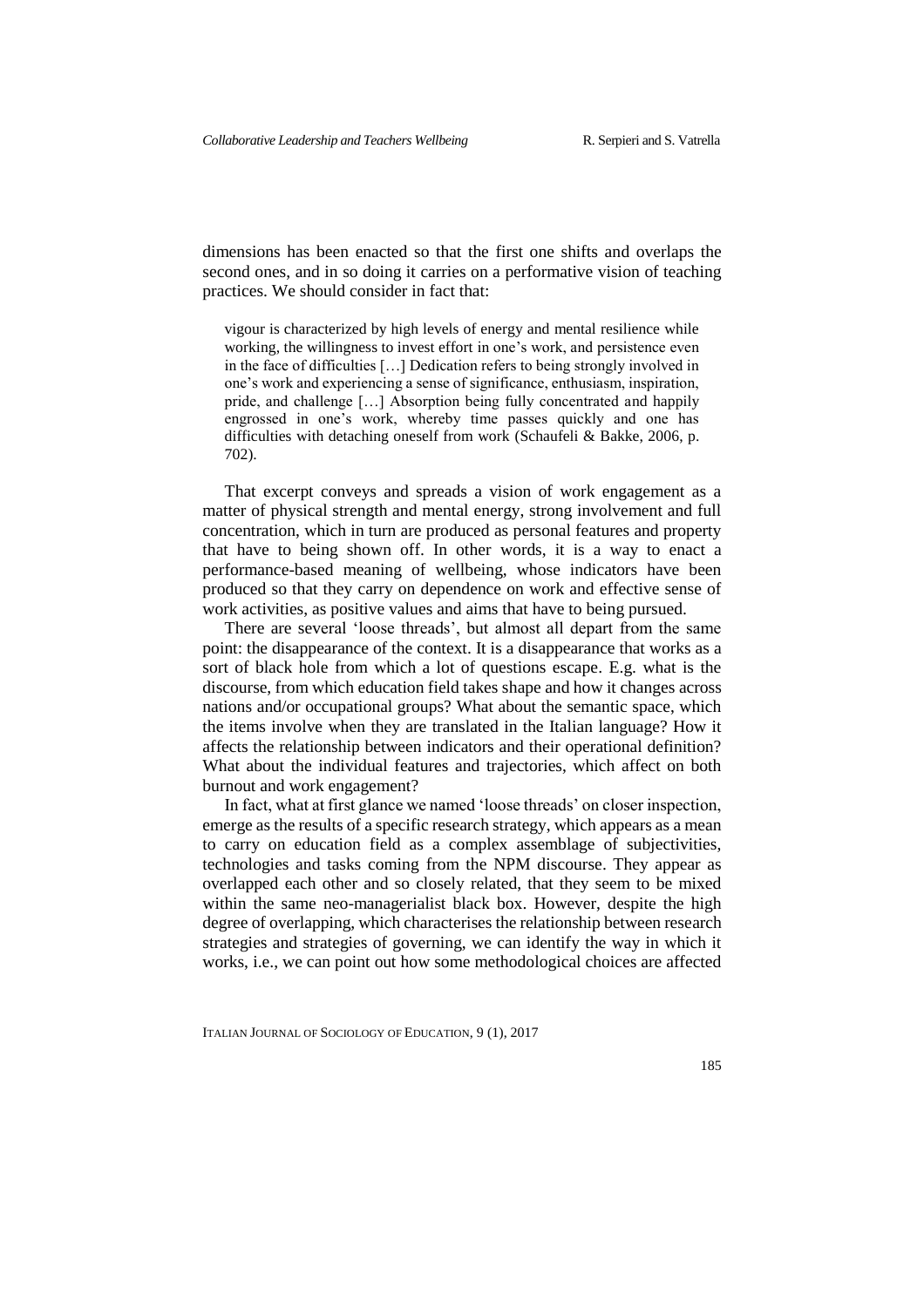dimensions has been enacted so that the first one shifts and overlaps the second ones, and in so doing it carries on a performative vision of teaching practices. We should consider in fact that:

> vigour is characterized by high levels of energy and mental resilience while working, the willingness to invest effort in one's work, and persistence even in the face of difficulties […] Dedication refers to being strongly involved in one's work and experiencing a sense of significance, enthusiasm, inspiration, pride, and challenge […] Absorption being fully concentrated and happily engrossed in one's work, whereby time passes quickly and one has difficulties with detaching oneself from work (Schaufeli & Bakke, 2006, p. 702).

That excerpt conveys and spreads a vision of work engagement as a matter of physical strength and mental energy, strong involvement and full concentration, which in turn are produced as personal features and property that have to being shown off. In other words, it is a way to enact a performance-based meaning of wellbeing, whose indicators have been produced so that they carry on dependence on work and effective sense of work activities, as positive values and aims that have to being pursued.

There are several 'loose threads', but almost all depart from the same point: the disappearance of the context. It is a disappearance that works as a sort of black hole from which a lot of questions escape. E.g. what is the discourse, from which education field takes shape and how it changes across nations and/or occupational groups? What about the semantic space, which the items involve when they are translated in the Italian language? How it affects the relationship between indicators and their operational definition? What about the individual features and trajectories, which affect on both burnout and work engagement?

In fact, what at first glance we named 'loose threads' on closer inspection, emerge as the results of a specific research strategy, which appears as a mean to carry on education field as a complex assemblage of subjectivities, technologies and tasks coming from the NPM discourse. They appear as overlapped each other and so closely related, that they seem to be mixed within the same neo-managerialist black box. However, despite the high degree of overlapping, which characterises the relationship between research strategies and strategies of governing, we can identify the way in which it works, i.e., we can point out how some methodological choices are affected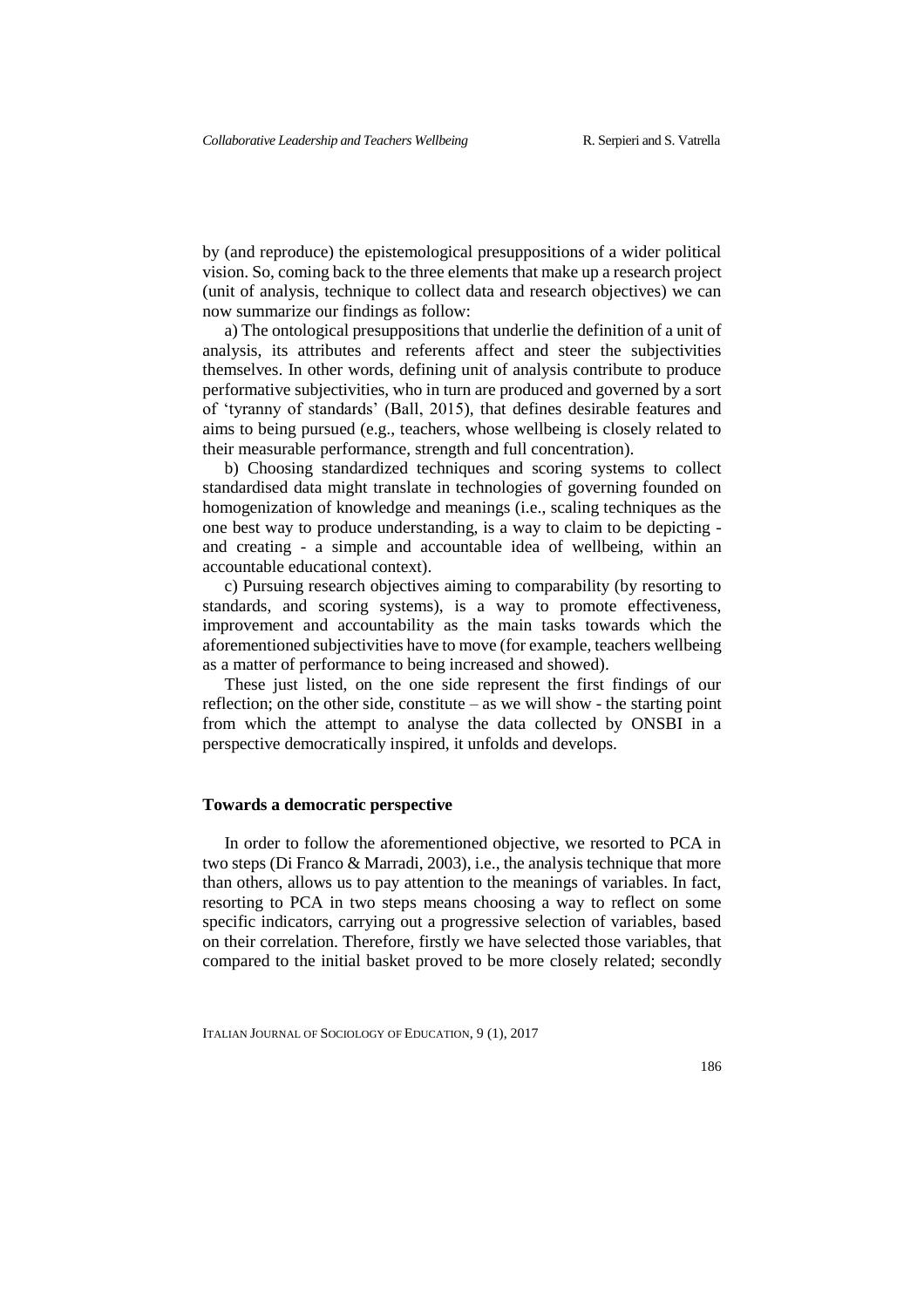by (and reproduce) the epistemological presuppositions of a wider political vision. So, coming back to the three elements that make up a research project (unit of analysis, technique to collect data and research objectives) we can now summarize our findings as follow:

a) The ontological presuppositions that underlie the definition of a unit of analysis, its attributes and referents affect and steer the subjectivities themselves. In other words, defining unit of analysis contribute to produce performative subjectivities, who in turn are produced and governed by a sort of 'tyranny of standards' (Ball, 2015), that defines desirable features and aims to being pursued (e.g., teachers, whose wellbeing is closely related to their measurable performance, strength and full concentration).

b) Choosing standardized techniques and scoring systems to collect standardised data might translate in technologies of governing founded on homogenization of knowledge and meanings (i.e., scaling techniques as the one best way to produce understanding, is a way to claim to be depicting - and creating - a simple and accountable idea of wellbeing, within an accountable educational context).

c) Pursuing research objectives aiming to comparability (by resorting to standards, and scoring systems), is a way to promote effectiveness, improvement and accountability as the main tasks towards which the aforementioned subjectivities have to move (for example, teachers wellbeing as a matter of performance to being increased and showed).

These just listed, on the one side represent the first findings of our reflection; on the other side, constitute – as we will show - the starting point from which the attempt to analyse the data collected by ONSBI in a perspective democratically inspired, it unfolds and develops.

## Towards a democratic perspective

In order to follow the aforementioned objective, we resorted to PCA in two steps (Di Franco & Marradi, 2003), i.e., the analysis technique that more than others, allows us to pay attention to the meanings of variables. In fact, resorting to PCA in two steps means choosing a way to reflect on some specific indicators, carrying out a progressive selection of variables, based on their correlation. Therefore, firstly we have selected those variables, that compared to the initial basket proved to be more closely related; secondly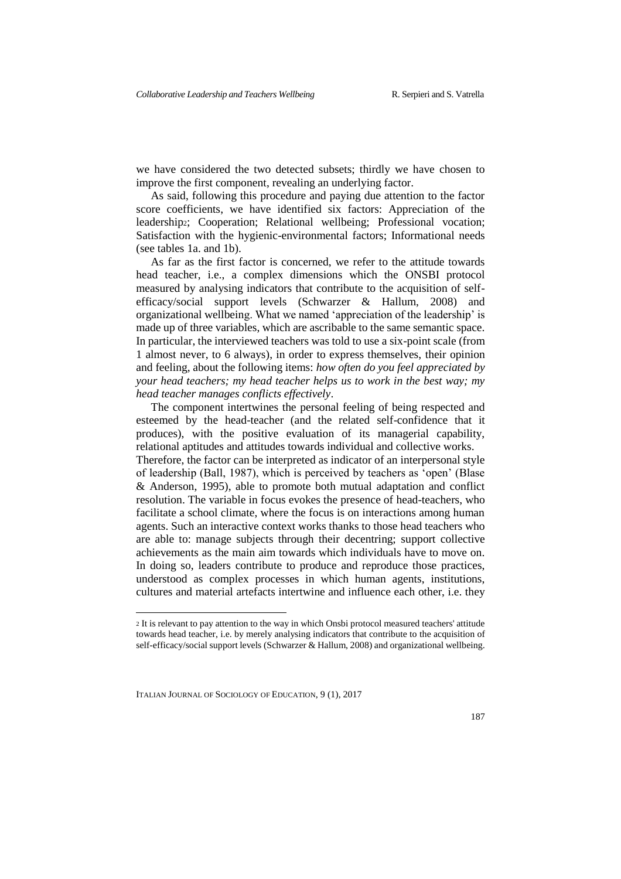we have considered the two detected subsets; thirdly we have chosen to improve the first component, revealing an underlying factor.

As said, following this procedure and paying due attention to the factor score coefficients, we have identified six factors: Appreciation of the leadership[2]; Cooperation; Relational wellbeing; Professional vocation; Satisfaction with the hygienic-environmental factors; Informational needs (see tables 1a. and 1b).

As far as the first factor is concerned, we refer to the attitude towards head teacher, i.e., a complex dimensions which the ONSBI protocol measured by analysing indicators that contribute to the acquisition of self-efficacy/social support levels (Schwarzer & Hallum, 2008) and organizational wellbeing. What we named 'appreciation of the leadership' is made up of three variables, which are ascribable to the same semantic space. In particular, the interviewed teachers was told to use a six-point scale (from 1 almost never, to 6 always), in order to express themselves, their opinion and feeling, about the following items: *how often do you feel appreciated by your head teachers; my head teacher helps us to work in the best way; my head teacher manages conflicts effectively*.

The component intertwines the personal feeling of being respected and esteemed by the head-teacher (and the related self-confidence that it produces), with the positive evaluation of its managerial capability, relational aptitudes and attitudes towards individual and collective works.
Therefore, the factor can be interpreted as indicator of an interpersonal style of leadership (Ball, 1987), which is perceived by teachers as 'open' (Blase & Anderson, 1995), able to promote both mutual adaptation and conflict resolution. The variable in focus evokes the presence of head-teachers, who facilitate a school climate, where the focus is on interactions among human agents. Such an interactive context works thanks to those head teachers who are able to: manage subjects through their decentring; support collective achievements as the main aim towards which individuals have to move on. In doing so, leaders contribute to produce and reproduce those practices, understood as complex processes in which human agents, institutions, cultures and material artefacts intertwine and influence each other, i.e. they

---

[2] It is relevant to pay attention to the way in which Onsbi protocol measured teachers' attitude towards head teacher, i.e. by merely analysing indicators that contribute to the acquisition of self-efficacy/social support levels (Schwarzer & Hallum, 2008) and organizational wellbeing.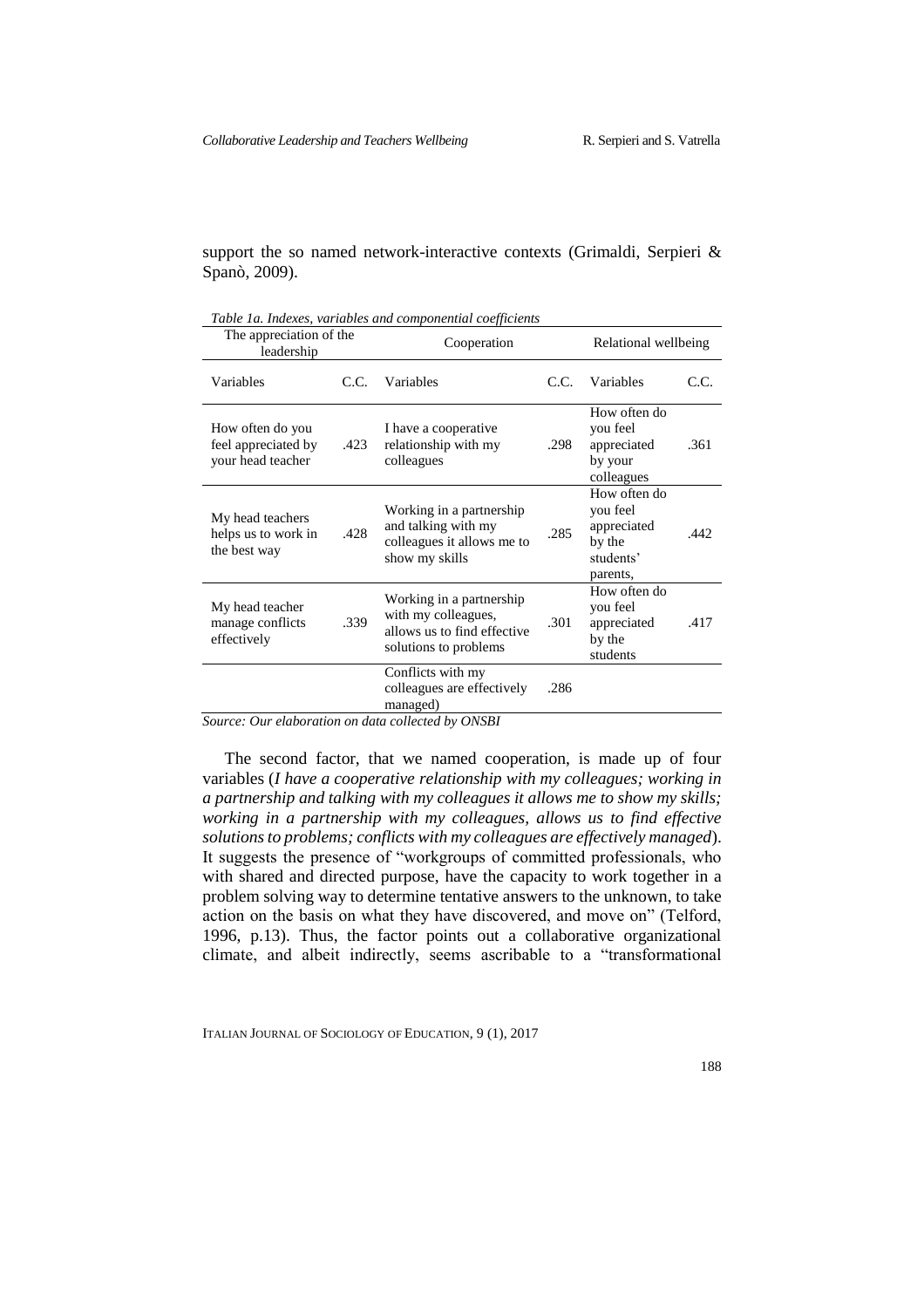support the so named network-interactive contexts (Grimaldi, Serpieri & Spanò, 2009).

*Table 1a. Indexes, variables and componential coefficients*

| The appreciation of the leadership | | Cooperation | | Relational wellbeing | |
|---|---|---|---|---|---|
| Variables | C.C. | Variables | C.C. | Variables | C.C. |
| How often do you feel appreciated by your head teacher | .423 | I have a cooperative relationship with my colleagues | .298 | How often do you feel appreciated by your colleagues | .361 |
| My head teachers helps us to work in the best way | .428 | Working in a partnership and talking with my colleagues it allows me to show my skills | .285 | How often do you feel appreciated by the students' parents, | .442 |
| My head teacher manage conflicts effectively | .339 | Working in a partnership with my colleagues, allows us to find effective solutions to problems | .301 | How often do you feel appreciated by the students | .417 |
| | | Conflicts with my colleagues are effectively managed) | .286 | | |

*Source: Our elaboration on data collected by ONSBI*

The second factor, that we named cooperation, is made up of four variables (*I have a cooperative relationship with my colleagues; working in a partnership and talking with my colleagues it allows me to show my skills; working in a partnership with my colleagues, allows us to find effective solutions to problems; conflicts with my colleagues are effectively managed*). It suggests the presence of "workgroups of committed professionals, who with shared and directed purpose, have the capacity to work together in a problem solving way to determine tentative answers to the unknown, to take action on the basis on what they have discovered, and move on" (Telford, 1996, p.13). Thus, the factor points out a collaborative organizational climate, and albeit indirectly, seems ascribable to a "transformational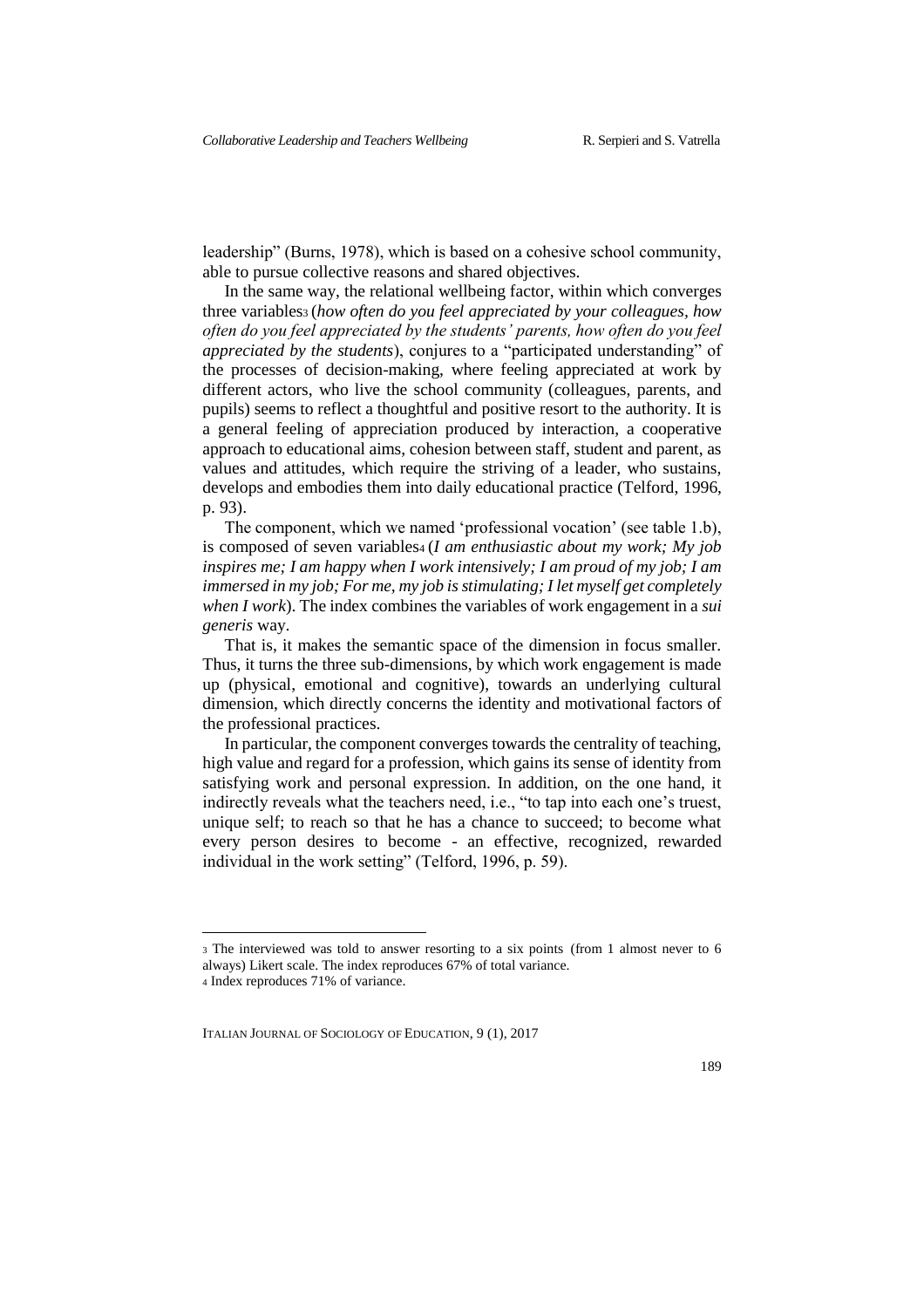leadership" (Burns, 1978), which is based on a cohesive school community, able to pursue collective reasons and shared objectives.

In the same way, the relational wellbeing factor, within which converges three variables[3] (*how often do you feel appreciated by your colleagues, how often do you feel appreciated by the students' parents, how often do you feel appreciated by the students*), conjures to a "participated understanding" of the processes of decision-making, where feeling appreciated at work by different actors, who live the school community (colleagues, parents, and pupils) seems to reflect a thoughtful and positive resort to the authority. It is a general feeling of appreciation produced by interaction, a cooperative approach to educational aims, cohesion between staff, student and parent, as values and attitudes, which require the striving of a leader, who sustains, develops and embodies them into daily educational practice (Telford, 1996, p. 93).

The component, which we named 'professional vocation' (see table 1.b), is composed of seven variables[4] (*I am enthusiastic about my work; My job inspires me; I am happy when I work intensively; I am proud of my job; I am immersed in my job; For me, my job is stimulating; I let myself get completely when I work*). The index combines the variables of work engagement in a *sui generis* way.

That is, it makes the semantic space of the dimension in focus smaller. Thus, it turns the three sub-dimensions, by which work engagement is made up (physical, emotional and cognitive), towards an underlying cultural dimension, which directly concerns the identity and motivational factors of the professional practices.

In particular, the component converges towards the centrality of teaching, high value and regard for a profession, which gains its sense of identity from satisfying work and personal expression. In addition, on the one hand, it indirectly reveals what the teachers need, i.e., "to tap into each one's truest, unique self; to reach so that he has a chance to succeed; to become what every person desires to become - an effective, recognized, rewarded individual in the work setting" (Telford, 1996, p. 59).

---

[3] The interviewed was told to answer resorting to a six points (from 1 almost never to 6 always) Likert scale. The index reproduces 67% of total variance.

[4] Index reproduces 71% of variance.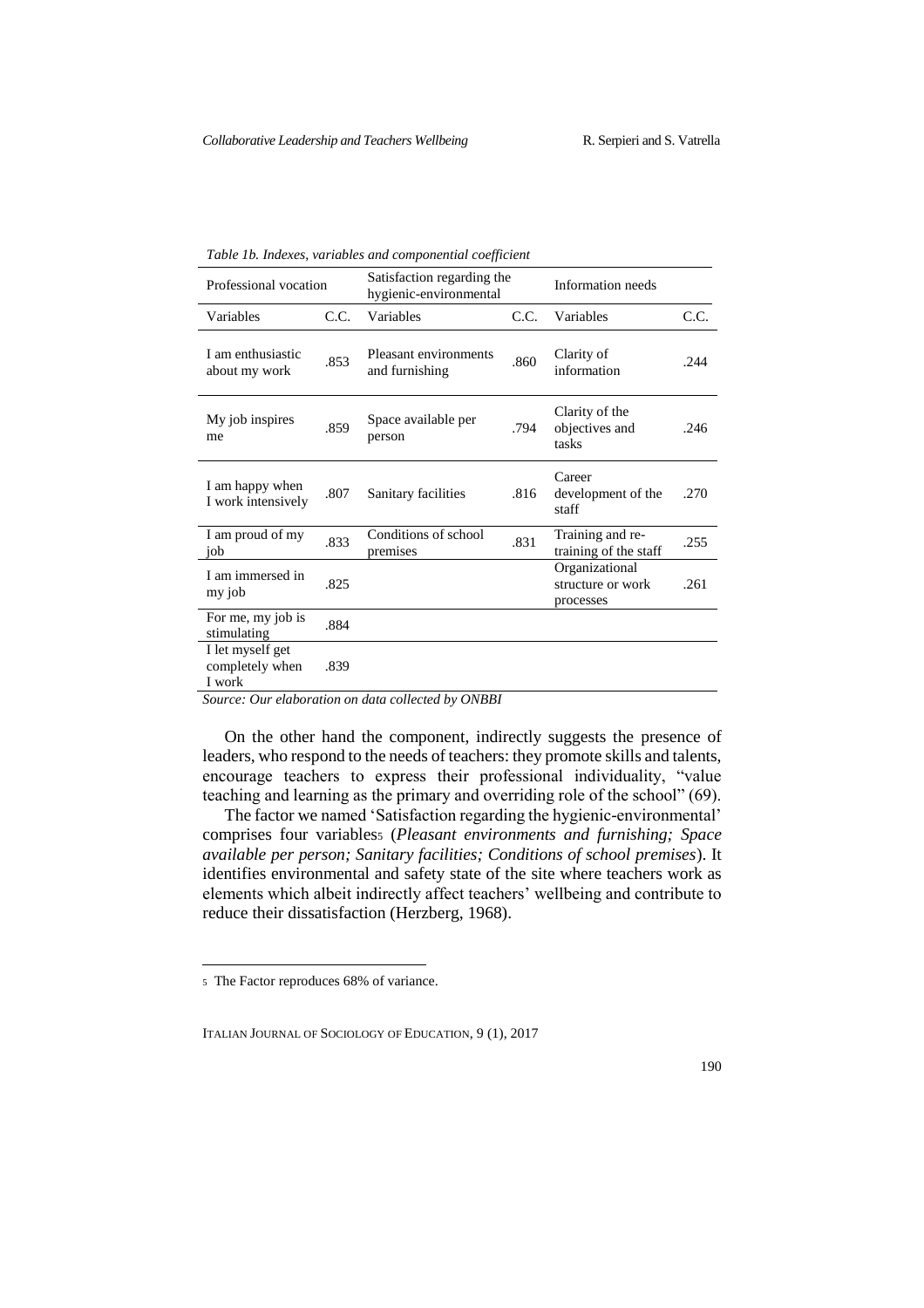*Table 1b. Indexes, variables and componential coefficient*

| Professional vocation | | Satisfaction regarding the hygienic-environmental | | Information needs | |
|---|---|---|---|---|---|
| Variables | C.C. | Variables | C.C. | Variables | C.C. |
| I am enthusiastic about my work | .853 | Pleasant environments and furnishing | .860 | Clarity of information | .244 |
| My job inspires me | .859 | Space available per person | .794 | Clarity of the objectives and tasks | .246 |
| I am happy when I work intensively | .807 | Sanitary facilities | .816 | Career development of the staff | .270 |
| I am proud of my job | .833 | Conditions of school premises | .831 | Training and re-training of the staff | .255 |
| I am immersed in my job | .825 | | | Organizational structure or work processes | .261 |
| For me, my job is stimulating | .884 | | | | |
| I let myself get completely when I work | .839 | | | | |

*Source: Our elaboration on data collected by ONBBI*

On the other hand the component, indirectly suggests the presence of leaders, who respond to the needs of teachers: they promote skills and talents, encourage teachers to express their professional individuality, "value teaching and learning as the primary and overriding role of the school" (69).

The factor we named 'Satisfaction regarding the hygienic-environmental' comprises four variables[5] (*Pleasant environments and furnishing; Space available per person; Sanitary facilities; Conditions of school premises*). It identifies environmental and safety state of the site where teachers work as elements which albeit indirectly affect teachers' wellbeing and contribute to reduce their dissatisfaction (Herzberg, 1968).

[5] The Factor reproduces 68% of variance.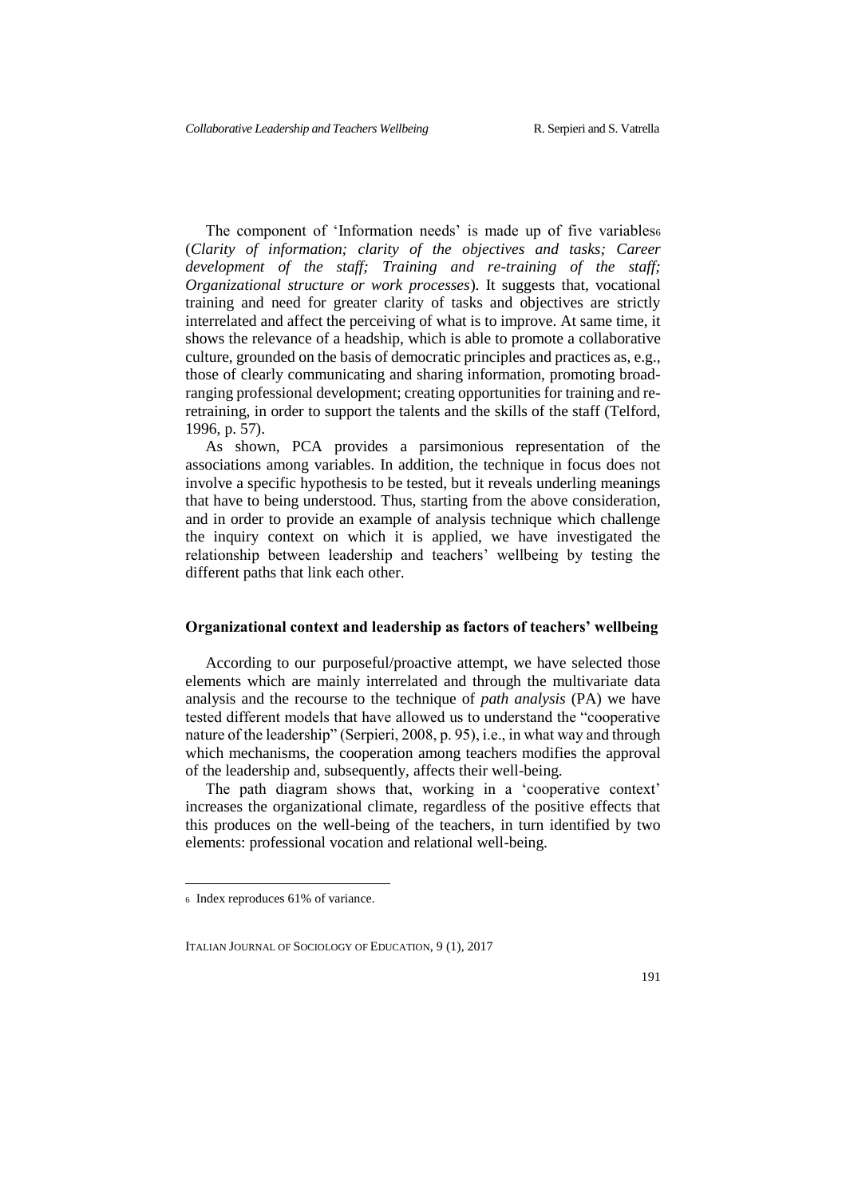The component of 'Information needs' is made up of five variables[6] (*Clarity of information; clarity of the objectives and tasks; Career development of the staff; Training and re-training of the staff; Organizational structure or work processes*). It suggests that, vocational training and need for greater clarity of tasks and objectives are strictly interrelated and affect the perceiving of what is to improve. At same time, it shows the relevance of a headship, which is able to promote a collaborative culture, grounded on the basis of democratic principles and practices as, e.g., those of clearly communicating and sharing information, promoting broad-ranging professional development; creating opportunities for training and re-retraining, in order to support the talents and the skills of the staff (Telford, 1996, p. 57).

As shown, PCA provides a parsimonious representation of the associations among variables. In addition, the technique in focus does not involve a specific hypothesis to be tested, but it reveals underling meanings that have to being understood. Thus, starting from the above consideration, and in order to provide an example of analysis technique which challenge the inquiry context on which it is applied, we have investigated the relationship between leadership and teachers' wellbeing by testing the different paths that link each other.

## Organizational context and leadership as factors of teachers' wellbeing

According to our purposeful/proactive attempt, we have selected those elements which are mainly interrelated and through the multivariate data analysis and the recourse to the technique of *path analysis* (PA) we have tested different models that have allowed us to understand the "cooperative nature of the leadership" (Serpieri, 2008, p. 95), i.e., in what way and through which mechanisms, the cooperation among teachers modifies the approval of the leadership and, subsequently, affects their well-being.

The path diagram shows that, working in a 'cooperative context' increases the organizational climate, regardless of the positive effects that this produces on the well-being of the teachers, in turn identified by two elements: professional vocation and relational well-being.

[6] Index reproduces 61% of variance.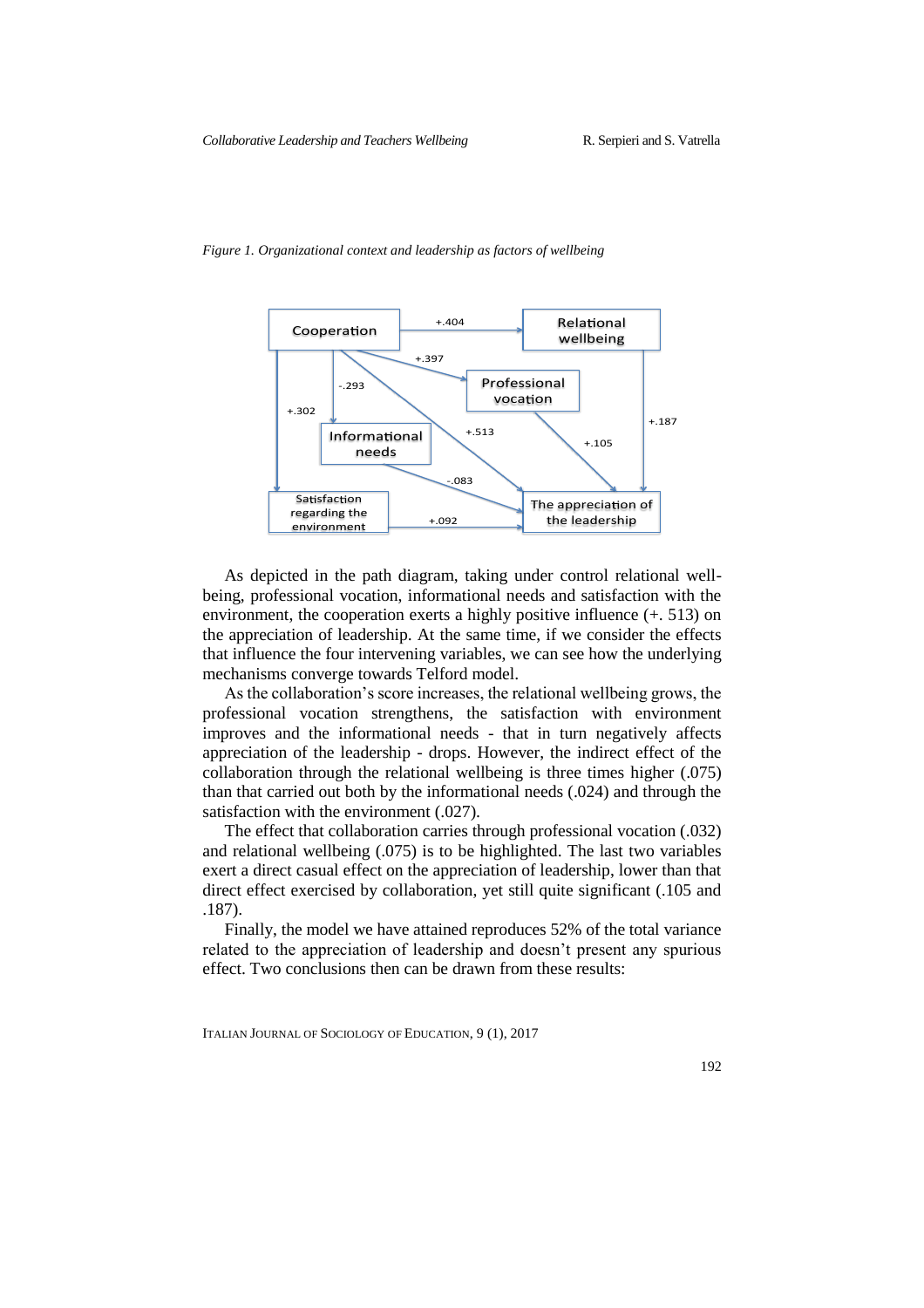*Figure 1. Organizational context and leadership as factors of wellbeing*

As depicted in the path diagram, taking under control relational well-being, professional vocation, informational needs and satisfaction with the environment, the cooperation exerts a highly positive influence (+. 513) on the appreciation of leadership. At the same time, if we consider the effects that influence the four intervening variables, we can see how the underlying mechanisms converge towards Telford model.

As the collaboration's score increases, the relational wellbeing grows, the professional vocation strengthens, the satisfaction with environment improves and the informational needs - that in turn negatively affects appreciation of the leadership - drops. However, the indirect effect of the collaboration through the relational wellbeing is three times higher (.075) than that carried out both by the informational needs (.024) and through the satisfaction with the environment (.027).

The effect that collaboration carries through professional vocation (.032) and relational wellbeing (.075) is to be highlighted. The last two variables exert a direct casual effect on the appreciation of leadership, lower than that direct effect exercised by collaboration, yet still quite significant (.105 and .187).

Finally, the model we have attained reproduces 52% of the total variance related to the appreciation of leadership and doesn't present any spurious effect. Two conclusions then can be drawn from these results: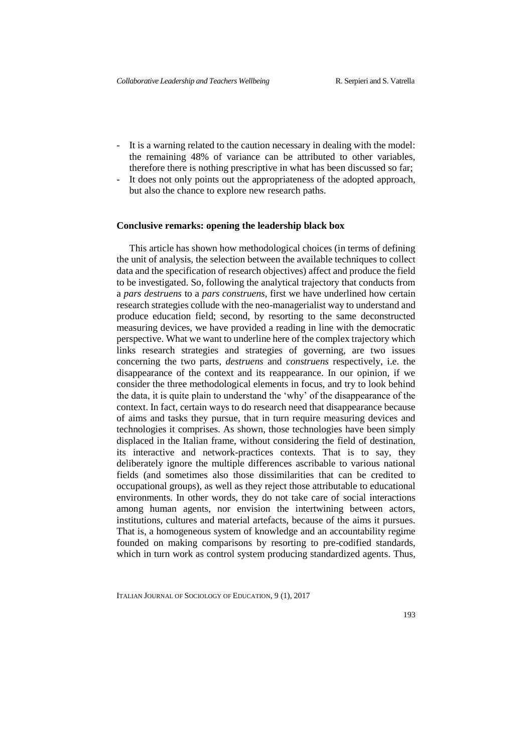- It is a warning related to the caution necessary in dealing with the model: the remaining 48% of variance can be attributed to other variables, therefore there is nothing prescriptive in what has been discussed so far;
- It does not only points out the appropriateness of the adopted approach, but also the chance to explore new research paths.

## Conclusive remarks: opening the leadership black box

This article has shown how methodological choices (in terms of defining the unit of analysis, the selection between the available techniques to collect data and the specification of research objectives) affect and produce the field to be investigated. So, following the analytical trajectory that conducts from a *pars destruens* to a *pars construens*, first we have underlined how certain research strategies collude with the neo-managerialist way to understand and produce education field; second, by resorting to the same deconstructed measuring devices, we have provided a reading in line with the democratic perspective. What we want to underline here of the complex trajectory which links research strategies and strategies of governing, are two issues concerning the two parts, *destruens* and *construens* respectively, i.e. the disappearance of the context and its reappearance. In our opinion, if we consider the three methodological elements in focus, and try to look behind the data, it is quite plain to understand the 'why' of the disappearance of the context. In fact, certain ways to do research need that disappearance because of aims and tasks they pursue, that in turn require measuring devices and technologies it comprises. As shown, those technologies have been simply displaced in the Italian frame, without considering the field of destination, its interactive and network-practices contexts. That is to say, they deliberately ignore the multiple differences ascribable to various national fields (and sometimes also those dissimilarities that can be credited to occupational groups), as well as they reject those attributable to educational environments. In other words, they do not take care of social interactions among human agents, nor envision the intertwining between actors, institutions, cultures and material artefacts, because of the aims it pursues. That is, a homogeneous system of knowledge and an accountability regime founded on making comparisons by resorting to pre-codified standards, which in turn work as control system producing standardized agents. Thus,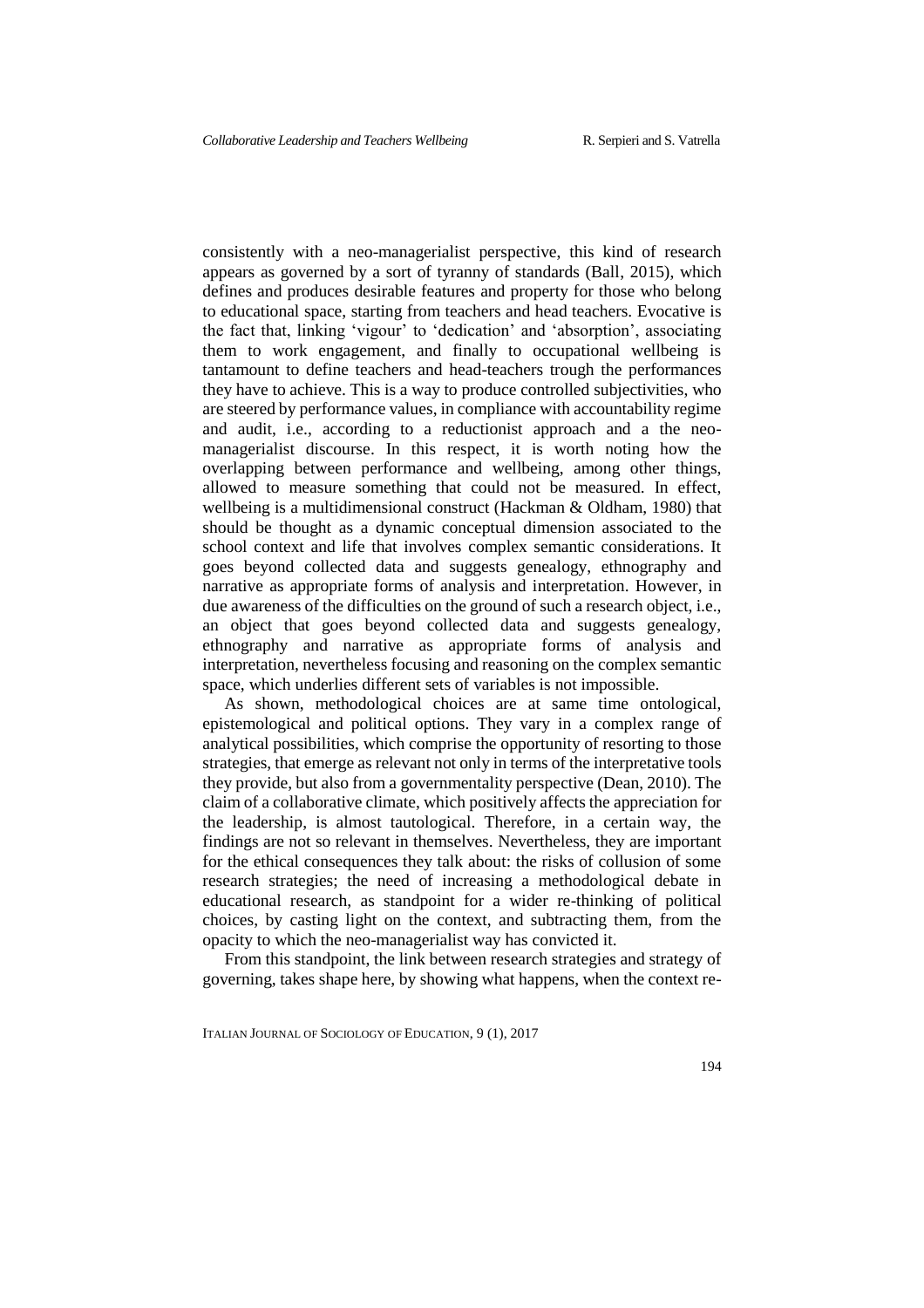consistently with a neo-managerialist perspective, this kind of research appears as governed by a sort of tyranny of standards (Ball, 2015), which defines and produces desirable features and property for those who belong to educational space, starting from teachers and head teachers. Evocative is the fact that, linking 'vigour' to 'dedication' and 'absorption', associating them to work engagement, and finally to occupational wellbeing is tantamount to define teachers and head-teachers trough the performances they have to achieve. This is a way to produce controlled subjectivities, who are steered by performance values, in compliance with accountability regime and audit, i.e., according to a reductionist approach and a the neo-managerialist discourse. In this respect, it is worth noting how the overlapping between performance and wellbeing, among other things, allowed to measure something that could not be measured. In effect, wellbeing is a multidimensional construct (Hackman & Oldham, 1980) that should be thought as a dynamic conceptual dimension associated to the school context and life that involves complex semantic considerations. It goes beyond collected data and suggests genealogy, ethnography and narrative as appropriate forms of analysis and interpretation. However, in due awareness of the difficulties on the ground of such a research object, i.e., an object that goes beyond collected data and suggests genealogy, ethnography and narrative as appropriate forms of analysis and interpretation, nevertheless focusing and reasoning on the complex semantic space, which underlies different sets of variables is not impossible.

As shown, methodological choices are at same time ontological, epistemological and political options. They vary in a complex range of analytical possibilities, which comprise the opportunity of resorting to those strategies, that emerge as relevant not only in terms of the interpretative tools they provide, but also from a governmentality perspective (Dean, 2010). The claim of a collaborative climate, which positively affects the appreciation for the leadership, is almost tautological. Therefore, in a certain way, the findings are not so relevant in themselves. Nevertheless, they are important for the ethical consequences they talk about: the risks of collusion of some research strategies; the need of increasing a methodological debate in educational research, as standpoint for a wider re-thinking of political choices, by casting light on the context, and subtracting them, from the opacity to which the neo-managerialist way has convicted it.

From this standpoint, the link between research strategies and strategy of governing, takes shape here, by showing what happens, when the context re-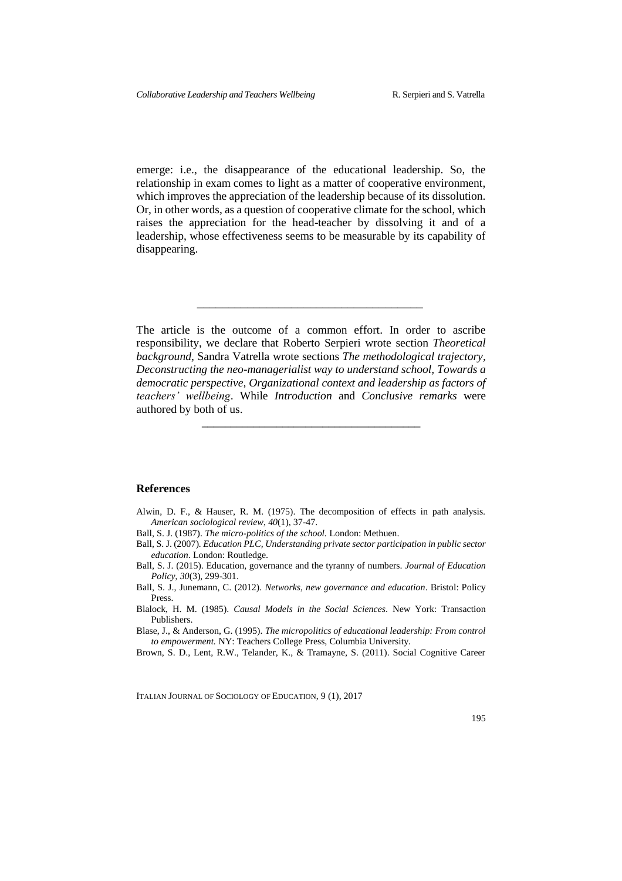emerge: i.e., the disappearance of the educational leadership. So, the relationship in exam comes to light as a matter of cooperative environment, which improves the appreciation of the leadership because of its dissolution. Or, in other words, as a question of cooperative climate for the school, which raises the appreciation for the head-teacher by dissolving it and of a leadership, whose effectiveness seems to be measurable by its capability of disappearing.

---

The article is the outcome of a common effort. In order to ascribe responsibility, we declare that Roberto Serpieri wrote section *Theoretical background*, Sandra Vatrella wrote sections *The methodological trajectory, Deconstructing the neo-managerialist way to understand school, Towards a democratic perspective, Organizational context and leadership as factors of teachers' wellbeing*. While *Introduction* and *Conclusive remarks* were authored by both of us.

---

## References

Alwin, D. F., & Hauser, R. M. (1975). The decomposition of effects in path analysis. *American sociological review*, *40*(1), 37-47.

Ball, S. J. (1987). *The micro-politics of the school.* London: Methuen.

Ball, S. J. (2007). *Education PLC, Understanding private sector participation in public sector education*. London: Routledge.

Ball, S. J. (2015). Education, governance and the tyranny of numbers. *Journal of Education Policy*, *30*(3), 299-301.

Ball, S. J., Junemann, C. (2012). *Networks, new governance and education*. Bristol: Policy Press.

Blalock, H. M. (1985). *Causal Models in the Social Sciences*. New York: Transaction Publishers.

Blase, J., & Anderson, G. (1995). *The micropolitics of educational leadership: From control to empowerment.* NY: Teachers College Press, Columbia University.

Brown, S. D., Lent, R.W., Telander, K., & Tramayne, S. (2011). Social Cognitive Career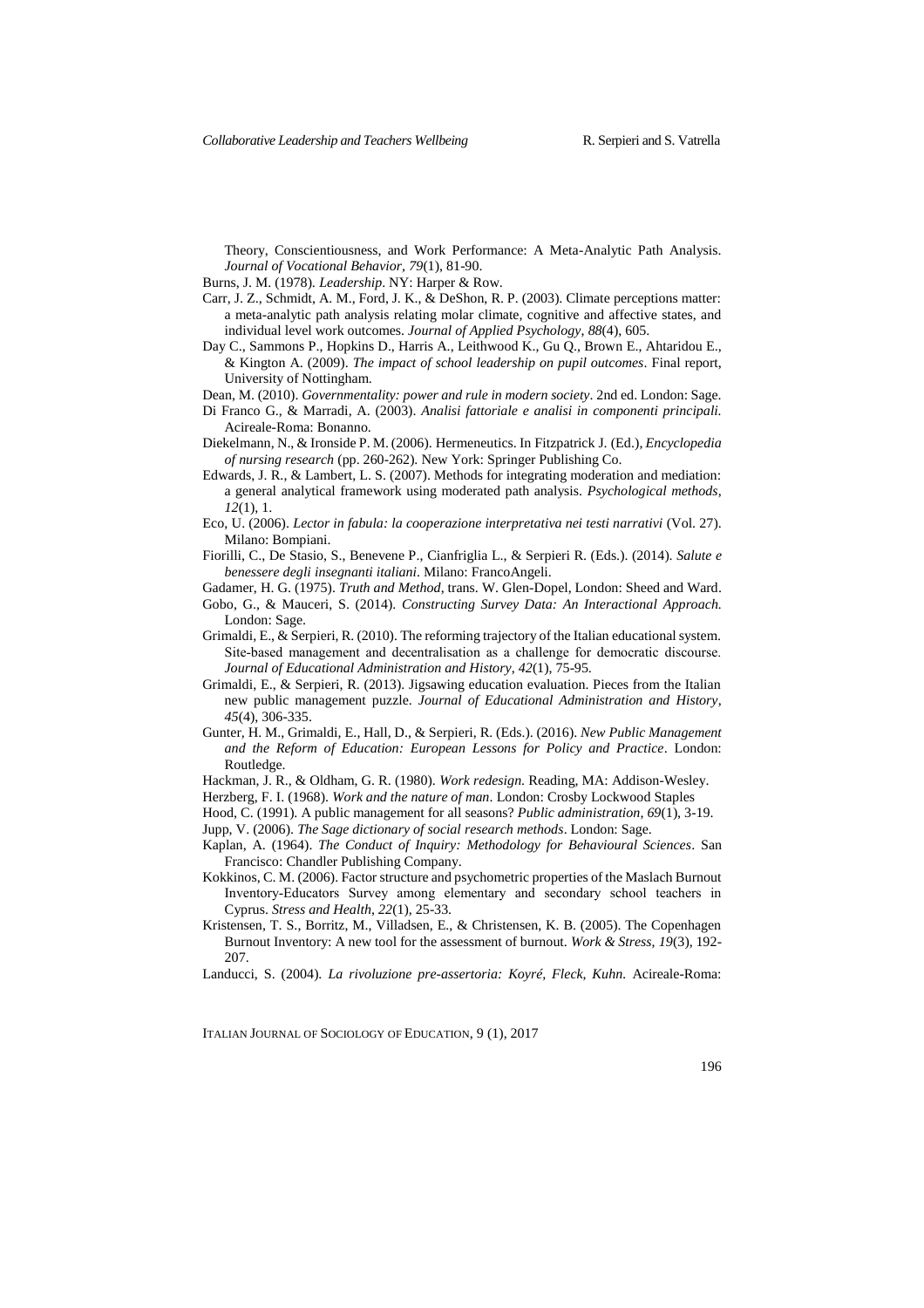Theory, Conscientiousness, and Work Performance: A Meta-Analytic Path Analysis. *Journal of Vocational Behavior*, *79*(1), 81-90.

Burns, J. M. (1978). *Leadership*. NY: Harper & Row.

Carr, J. Z., Schmidt, A. M., Ford, J. K., & DeShon, R. P. (2003). Climate perceptions matter: a meta-analytic path analysis relating molar climate, cognitive and affective states, and individual level work outcomes. *Journal of Applied Psychology*, *88*(4), 605.

Day C., Sammons P., Hopkins D., Harris A., Leithwood K., Gu Q., Brown E., Ahtaridou E., & Kington A. (2009). *The impact of school leadership on pupil outcomes*. Final report, University of Nottingham.

Dean, M. (2010). *Governmentality: power and rule in modern society*. 2nd ed. London: Sage.

Di Franco G., & Marradi, A. (2003). *Analisi fattoriale e analisi in componenti principali.* Acireale-Roma: Bonanno.

Diekelmann, N., & Ironside P. M. (2006). Hermeneutics. In Fitzpatrick J. (Ed.), *Encyclopedia of nursing research* (pp. 260-262). New York: Springer Publishing Co.

Edwards, J. R., & Lambert, L. S. (2007). Methods for integrating moderation and mediation: a general analytical framework using moderated path analysis. *Psychological methods*, *12*(1), 1.

Eco, U. (2006). *Lector in fabula: la cooperazione interpretativa nei testi narrativi* (Vol. 27). Milano: Bompiani.

Fiorilli, C., De Stasio, S., Benevene P., Cianfriglia L., & Serpieri R. (Eds.). (2014). *Salute e benessere degli insegnanti italiani*. Milano: FrancoAngeli.

Gadamer, H. G. (1975). *Truth and Method*, trans. W. Glen-Dopel, London: Sheed and Ward.

Gobo, G., & Mauceri, S. (2014). *Constructing Survey Data: An Interactional Approach.* London: Sage.

Grimaldi, E., & Serpieri, R. (2010). The reforming trajectory of the Italian educational system. Site-based management and decentralisation as a challenge for democratic discourse. *Journal of Educational Administration and History*, *42*(1), 75-95.

Grimaldi, E., & Serpieri, R. (2013). Jigsawing education evaluation. Pieces from the Italian new public management puzzle. *Journal of Educational Administration and History*, *45*(4), 306-335.

Gunter, H. M., Grimaldi, E., Hall, D., & Serpieri, R. (Eds.). (2016). *New Public Management and the Reform of Education: European Lessons for Policy and Practice*. London: Routledge.

Hackman, J. R., & Oldham, G. R. (1980). *Work redesign*. Reading, MA: Addison-Wesley.

Herzberg, F. I. (1968). *Work and the nature of man*. London: Crosby Lockwood Staples

Hood, C. (1991). A public management for all seasons? *Public administration*, *69*(1), 3-19.

Jupp, V. (2006). *The Sage dictionary of social research methods*. London: Sage.

Kaplan, A. (1964). *The Conduct of Inquiry: Methodology for Behavioural Sciences*. San Francisco: Chandler Publishing Company.

Kokkinos, C. M. (2006). Factor structure and psychometric properties of the Maslach Burnout Inventory-Educators Survey among elementary and secondary school teachers in Cyprus. *Stress and Health*, *22*(1), 25-33.

Kristensen, T. S., Borritz, M., Villadsen, E., & Christensen, K. B. (2005). The Copenhagen Burnout Inventory: A new tool for the assessment of burnout. *Work & Stress, 19*(3), 192-207.

Landucci, S. (2004). *La rivoluzione pre-assertoria: Koyré, Fleck, Kuhn.* Acireale-Roma: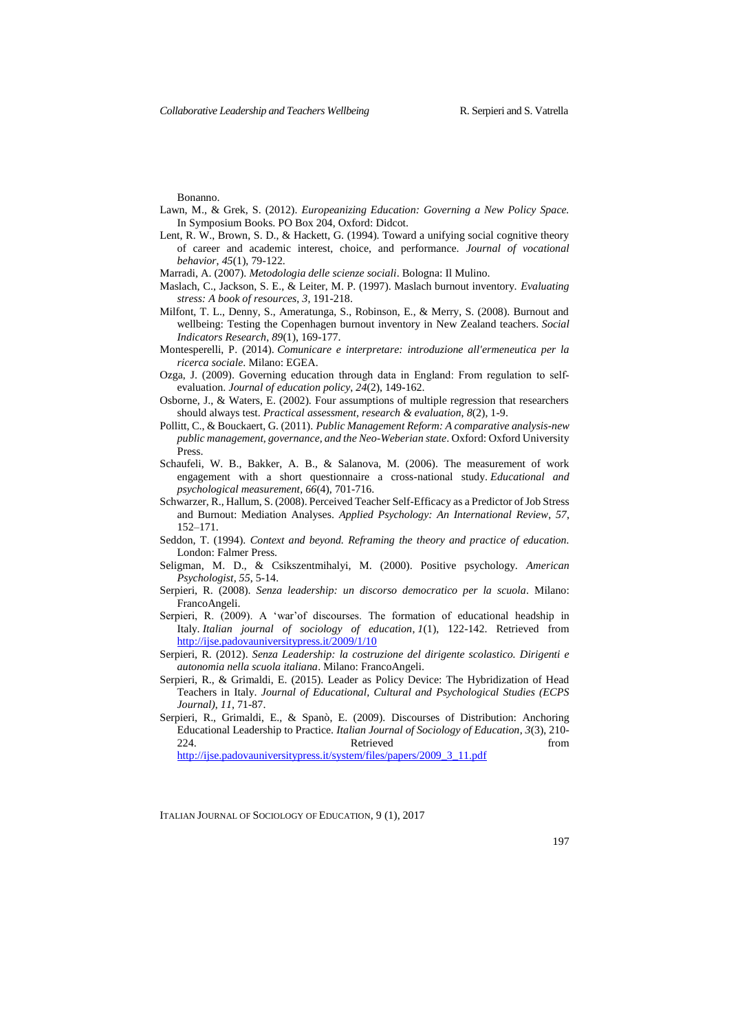Bonanno.

Lawn, M., & Grek, S. (2012). *Europeanizing Education: Governing a New Policy Space.* In Symposium Books. PO Box 204, Oxford: Didcot.

Lent, R. W., Brown, S. D., & Hackett, G. (1994). Toward a unifying social cognitive theory of career and academic interest, choice, and performance. *Journal of vocational behavior*, *45*(1), 79-122.

Marradi, A. (2007). *Metodologia delle scienze sociali*. Bologna: Il Mulino.

Maslach, C., Jackson, S. E., & Leiter, M. P. (1997). Maslach burnout inventory. *Evaluating stress: A book of resources*, *3*, 191-218.

Milfont, T. L., Denny, S., Ameratunga, S., Robinson, E., & Merry, S. (2008). Burnout and wellbeing: Testing the Copenhagen burnout inventory in New Zealand teachers. *Social Indicators Research*, *89*(1), 169-177.

Montesperelli, P. (2014). *Comunicare e interpretare: introduzione all'ermeneutica per la ricerca sociale*. Milano: EGEA.

Ozga, J. (2009). Governing education through data in England: From regulation to self-evaluation. *Journal of education policy*, *24*(2), 149-162.

Osborne, J., & Waters, E. (2002). Four assumptions of multiple regression that researchers should always test. *Practical assessment, research & evaluation*, *8*(2), 1-9.

Pollitt, C., & Bouckaert, G. (2011). *Public Management Reform: A comparative analysis-new public management, governance, and the Neo-Weberian state*. Oxford: Oxford University Press.

Schaufeli, W. B., Bakker, A. B., & Salanova, M. (2006). The measurement of work engagement with a short questionnaire a cross-national study. *Educational and psychological measurement*, *66*(4), 701-716.

Schwarzer, R., Hallum, S. (2008). Perceived Teacher Self-Efficacy as a Predictor of Job Stress and Burnout: Mediation Analyses. *Applied Psychology: An International Review*, *57*, 152–171.

Seddon, T. (1994). *Context and beyond. Reframing the theory and practice of education.* London: Falmer Press.

Seligman, M. D., & Csikszentmihalyi, M. (2000). Positive psychology. *American Psychologist*, *55*, 5-14.

Serpieri, R. (2008). *Senza leadership: un discorso democratico per la scuola*. Milano: FrancoAngeli.

Serpieri, R. (2009). A 'war'of discourses. The formation of educational headship in Italy. *Italian journal of sociology of education*, *1*(1), 122-142. Retrieved from http://ijse.padovauniversitypress.it/2009/1/10

Serpieri, R. (2012). *Senza Leadership: la costruzione del dirigente scolastico. Dirigenti e autonomia nella scuola italiana*. Milano: FrancoAngeli.

Serpieri, R., & Grimaldi, E. (2015). Leader as Policy Device: The Hybridization of Head Teachers in Italy. *Journal of Educational, Cultural and Psychological Studies (ECPS Journal)*, *11*, 71-87.

Serpieri, R., Grimaldi, E., & Spanò, E. (2009). Discourses of Distribution: Anchoring Educational Leadership to Practice. *Italian Journal of Sociology of Education*, *3*(3), 210-224. Retrieved from http://ijse.padovauniversitypress.it/system/files/papers/2009_3_11.pdf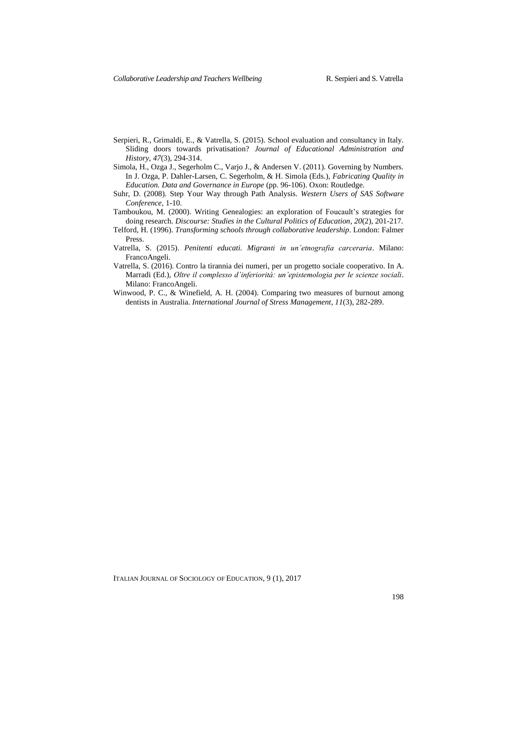Serpieri, R., Grimaldi, E., & Vatrella, S. (2015). School evaluation and consultancy in Italy. Sliding doors towards privatisation? *Journal of Educational Administration and History*, *47*(3), 294-314.

Simola, H., Ozga J., Segerholm C., Varjo J., & Andersen V. (2011). Governing by Numbers. In J. Ozga, P. Dahler-Larsen, C. Segerholm, & H. Simola (Eds.), *Fabricating Quality in Education. Data and Governance in Europe* (pp. 96-106). Oxon: Routledge.

Suhr, D. (2008). Step Your Way through Path Analysis. *Western Users of SAS Software Conference*, 1-10.

Tamboukou, M. (2000). Writing Genealogies: an exploration of Foucault's strategies for doing research. *Discourse: Studies in the Cultural Politics of Education*, *20*(2), 201-217.

Telford, H. (1996). *Transforming schools through collaborative leadership*. London: Falmer Press.

Vatrella, S. (2015). *Penitenti educati. Migranti in un'etnografia carceraria*. Milano: FrancoAngeli.

Vatrella, S. (2016). Contro la tirannia dei numeri, per un progetto sociale cooperativo. In A. Marradi (Ed.), *Oltre il complesso d'inferiorità: un'epistemologia per le scienze sociali*. Milano: FrancoAngeli.

Winwood, P. C., & Winefield, A. H. (2004). Comparing two measures of burnout among dentists in Australia. *International Journal of Stress Management*, *11*(3), 282-289.